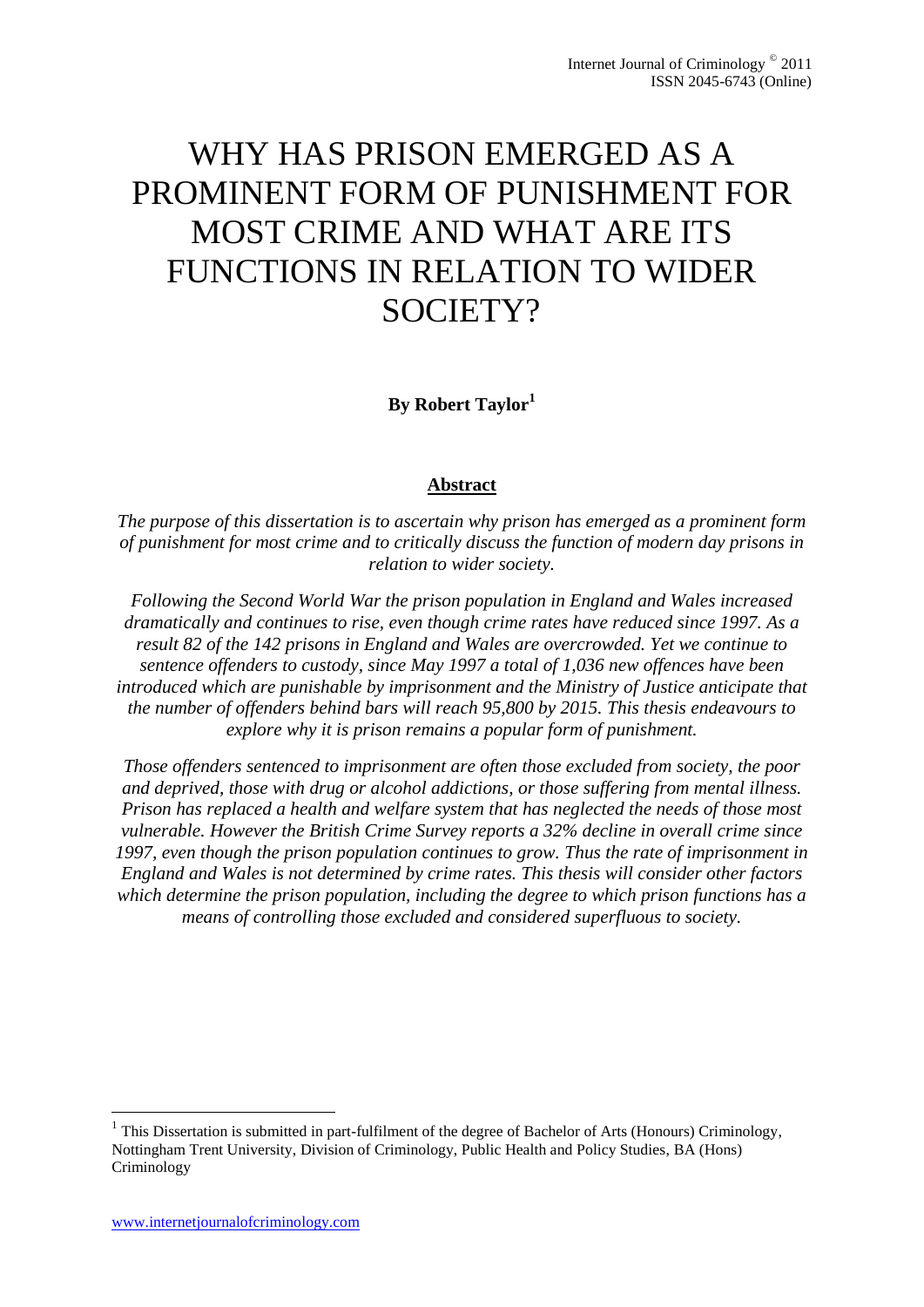# WHY HAS PRISON EMERGED AS A PROMINENT FORM OF PUNISHMENT FOR MOST CRIME AND WHAT ARE ITS FUNCTIONS IN RELATION TO WIDER SOCIETY?

**By Robert Taylor[1]**

## Abstract

*The purpose of this dissertation is to ascertain why prison has emerged as a prominent form of punishment for most crime and to critically discuss the function of modern day prisons in relation to wider society.*

*Following the Second World War the prison population in England and Wales increased dramatically and continues to rise, even though crime rates have reduced since 1997. As a result 82 of the 142 prisons in England and Wales are overcrowded. Yet we continue to sentence offenders to custody, since May 1997 a total of 1,036 new offences have been introduced which are punishable by imprisonment and the Ministry of Justice anticipate that the number of offenders behind bars will reach 95,800 by 2015. This thesis endeavours to explore why it is prison remains a popular form of punishment.*

*Those offenders sentenced to imprisonment are often those excluded from society, the poor and deprived, those with drug or alcohol addictions, or those suffering from mental illness. Prison has replaced a health and welfare system that has neglected the needs of those most vulnerable. However the British Crime Survey reports a 32% decline in overall crime since 1997, even though the prison population continues to grow. Thus the rate of imprisonment in England and Wales is not determined by crime rates. This thesis will consider other factors which determine the prison population, including the degree to which prison functions has a means of controlling those excluded and considered superfluous to society.*

---

[1] This Dissertation is submitted in part-fulfilment of the degree of Bachelor of Arts (Honours) Criminology, Nottingham Trent University, Division of Criminology, Public Health and Policy Studies, BA (Hons) Criminology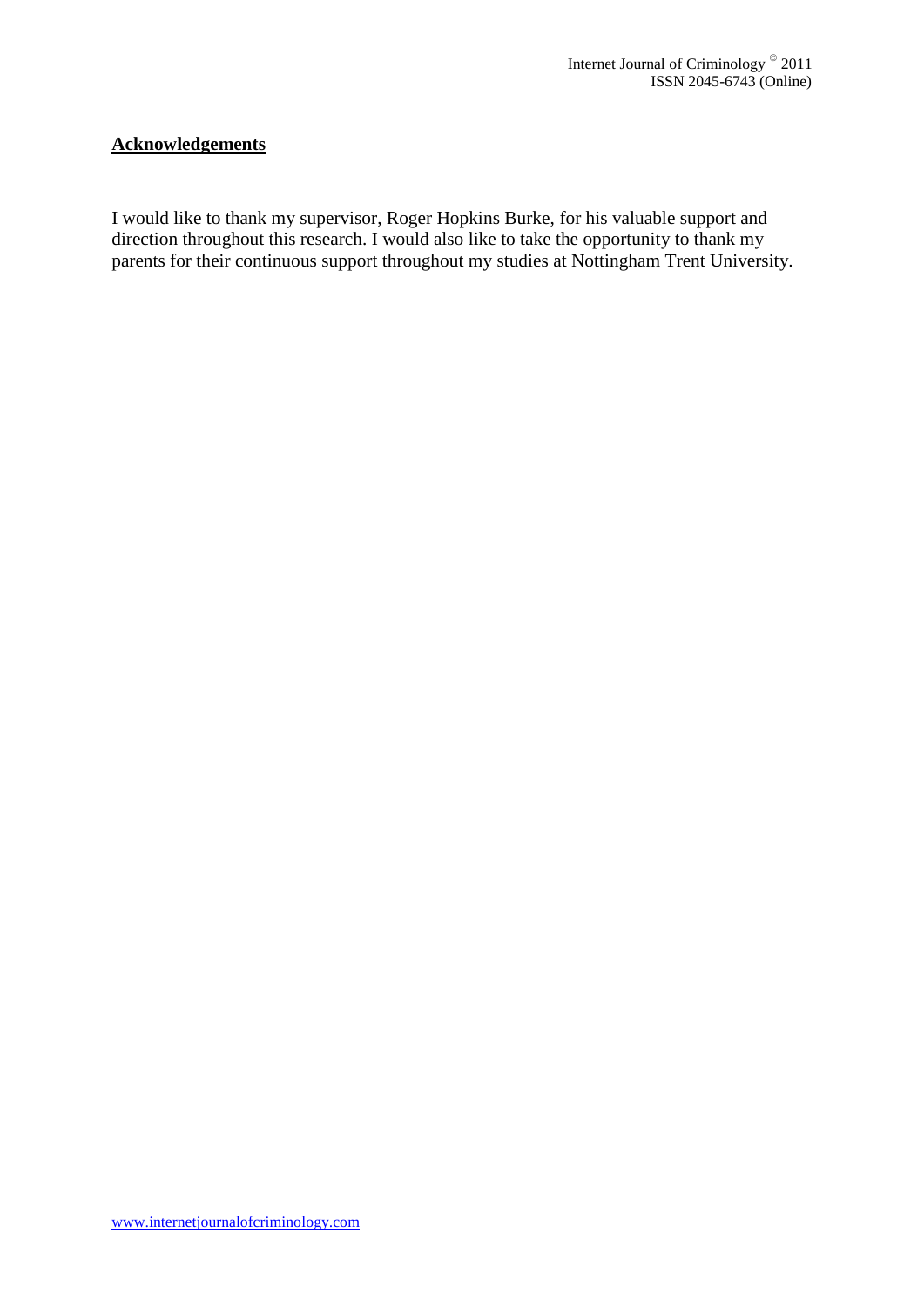## Acknowledgements

I would like to thank my supervisor, Roger Hopkins Burke, for his valuable support and direction throughout this research. I would also like to take the opportunity to thank my parents for their continuous support throughout my studies at Nottingham Trent University.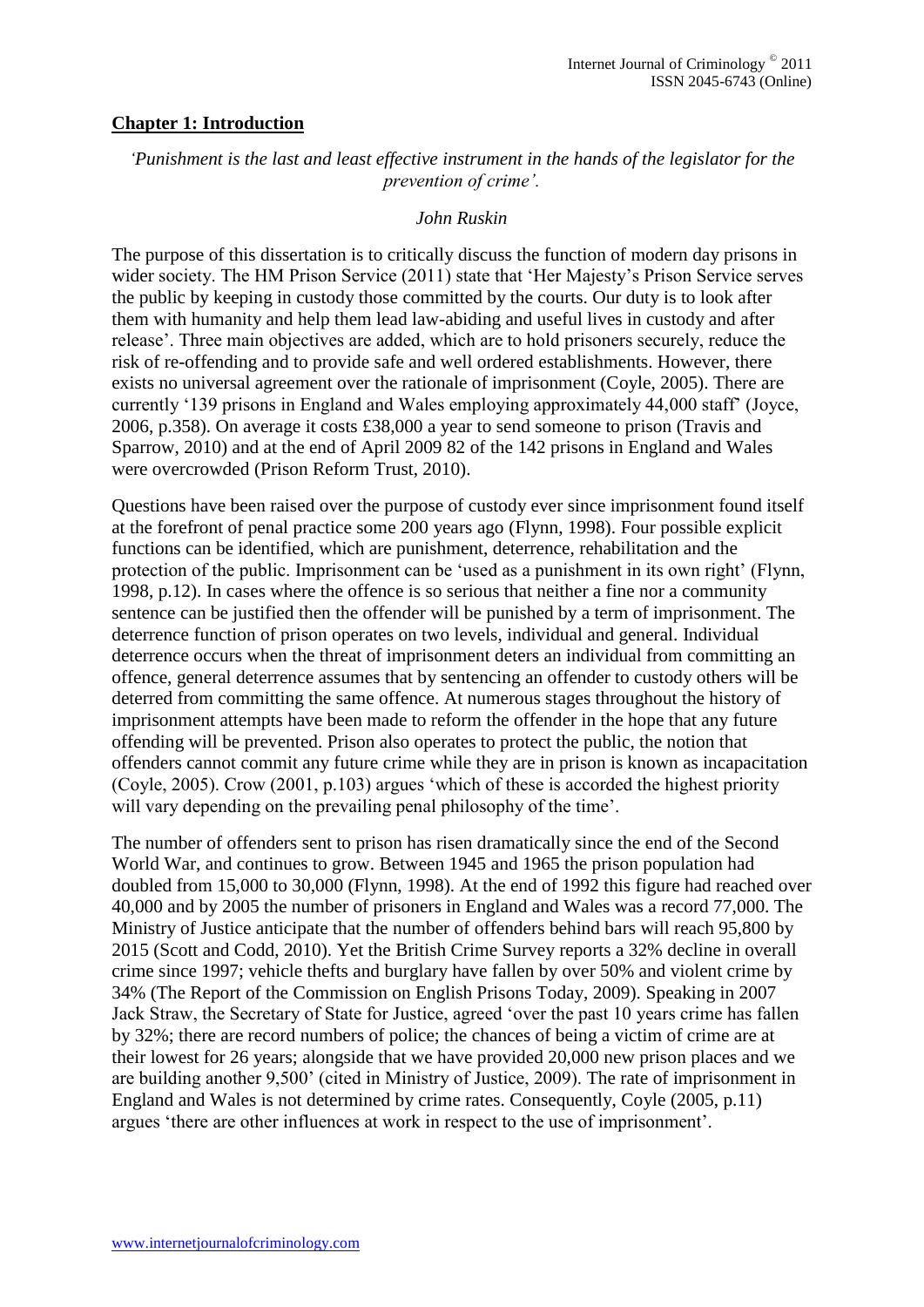## **Chapter 1: Introduction**

*'Punishment is the last and least effective instrument in the hands of the legislator for the prevention of crime'.*

*John Ruskin*

The purpose of this dissertation is to critically discuss the function of modern day prisons in wider society. The HM Prison Service (2011) state that 'Her Majesty's Prison Service serves the public by keeping in custody those committed by the courts. Our duty is to look after them with humanity and help them lead law-abiding and useful lives in custody and after release'. Three main objectives are added, which are to hold prisoners securely, reduce the risk of re-offending and to provide safe and well ordered establishments. However, there exists no universal agreement over the rationale of imprisonment (Coyle, 2005). There are currently '139 prisons in England and Wales employing approximately 44,000 staff' (Joyce, 2006, p.358). On average it costs £38,000 a year to send someone to prison (Travis and Sparrow, 2010) and at the end of April 2009 82 of the 142 prisons in England and Wales were overcrowded (Prison Reform Trust, 2010).

Questions have been raised over the purpose of custody ever since imprisonment found itself at the forefront of penal practice some 200 years ago (Flynn, 1998). Four possible explicit functions can be identified, which are punishment, deterrence, rehabilitation and the protection of the public. Imprisonment can be 'used as a punishment in its own right' (Flynn, 1998, p.12). In cases where the offence is so serious that neither a fine nor a community sentence can be justified then the offender will be punished by a term of imprisonment. The deterrence function of prison operates on two levels, individual and general. Individual deterrence occurs when the threat of imprisonment deters an individual from committing an offence, general deterrence assumes that by sentencing an offender to custody others will be deterred from committing the same offence. At numerous stages throughout the history of imprisonment attempts have been made to reform the offender in the hope that any future offending will be prevented. Prison also operates to protect the public, the notion that offenders cannot commit any future crime while they are in prison is known as incapacitation (Coyle, 2005). Crow (2001, p.103) argues 'which of these is accorded the highest priority will vary depending on the prevailing penal philosophy of the time'.

The number of offenders sent to prison has risen dramatically since the end of the Second World War, and continues to grow. Between 1945 and 1965 the prison population had doubled from 15,000 to 30,000 (Flynn, 1998). At the end of 1992 this figure had reached over 40,000 and by 2005 the number of prisoners in England and Wales was a record 77,000. The Ministry of Justice anticipate that the number of offenders behind bars will reach 95,800 by 2015 (Scott and Codd, 2010). Yet the British Crime Survey reports a 32% decline in overall crime since 1997; vehicle thefts and burglary have fallen by over 50% and violent crime by 34% (The Report of the Commission on English Prisons Today, 2009). Speaking in 2007 Jack Straw, the Secretary of State for Justice, agreed 'over the past 10 years crime has fallen by 32%; there are record numbers of police; the chances of being a victim of crime are at their lowest for 26 years; alongside that we have provided 20,000 new prison places and we are building another 9,500' (cited in Ministry of Justice, 2009). The rate of imprisonment in England and Wales is not determined by crime rates. Consequently, Coyle (2005, p.11) argues 'there are other influences at work in respect to the use of imprisonment'.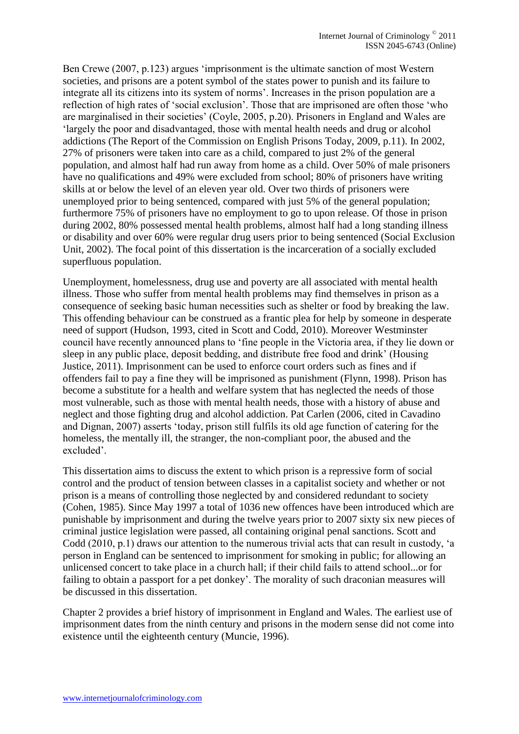Ben Crewe (2007, p.123) argues 'imprisonment is the ultimate sanction of most Western societies, and prisons are a potent symbol of the states power to punish and its failure to integrate all its citizens into its system of norms'. Increases in the prison population are a reflection of high rates of 'social exclusion'. Those that are imprisoned are often those 'who are marginalised in their societies' (Coyle, 2005, p.20). Prisoners in England and Wales are 'largely the poor and disadvantaged, those with mental health needs and drug or alcohol addictions (The Report of the Commission on English Prisons Today, 2009, p.11). In 2002, 27% of prisoners were taken into care as a child, compared to just 2% of the general population, and almost half had run away from home as a child. Over 50% of male prisoners have no qualifications and 49% were excluded from school; 80% of prisoners have writing skills at or below the level of an eleven year old. Over two thirds of prisoners were unemployed prior to being sentenced, compared with just 5% of the general population; furthermore 75% of prisoners have no employment to go to upon release. Of those in prison during 2002, 80% possessed mental health problems, almost half had a long standing illness or disability and over 60% were regular drug users prior to being sentenced (Social Exclusion Unit, 2002). The focal point of this dissertation is the incarceration of a socially excluded superfluous population.

Unemployment, homelessness, drug use and poverty are all associated with mental health illness. Those who suffer from mental health problems may find themselves in prison as a consequence of seeking basic human necessities such as shelter or food by breaking the law. This offending behaviour can be construed as a frantic plea for help by someone in desperate need of support (Hudson, 1993, cited in Scott and Codd, 2010). Moreover Westminster council have recently announced plans to 'fine people in the Victoria area, if they lie down or sleep in any public place, deposit bedding, and distribute free food and drink' (Housing Justice, 2011). Imprisonment can be used to enforce court orders such as fines and if offenders fail to pay a fine they will be imprisoned as punishment (Flynn, 1998). Prison has become a substitute for a health and welfare system that has neglected the needs of those most vulnerable, such as those with mental health needs, those with a history of abuse and neglect and those fighting drug and alcohol addiction. Pat Carlen (2006, cited in Cavadino and Dignan, 2007) asserts 'today, prison still fulfils its old age function of catering for the homeless, the mentally ill, the stranger, the non-compliant poor, the abused and the excluded'.

This dissertation aims to discuss the extent to which prison is a repressive form of social control and the product of tension between classes in a capitalist society and whether or not prison is a means of controlling those neglected by and considered redundant to society (Cohen, 1985). Since May 1997 a total of 1036 new offences have been introduced which are punishable by imprisonment and during the twelve years prior to 2007 sixty six new pieces of criminal justice legislation were passed, all containing original penal sanctions. Scott and Codd (2010, p.1) draws our attention to the numerous trivial acts that can result in custody, 'a person in England can be sentenced to imprisonment for smoking in public; for allowing an unlicensed concert to take place in a church hall; if their child fails to attend school...or for failing to obtain a passport for a pet donkey'. The morality of such draconian measures will be discussed in this dissertation.

Chapter 2 provides a brief history of imprisonment in England and Wales. The earliest use of imprisonment dates from the ninth century and prisons in the modern sense did not come into existence until the eighteenth century (Muncie, 1996).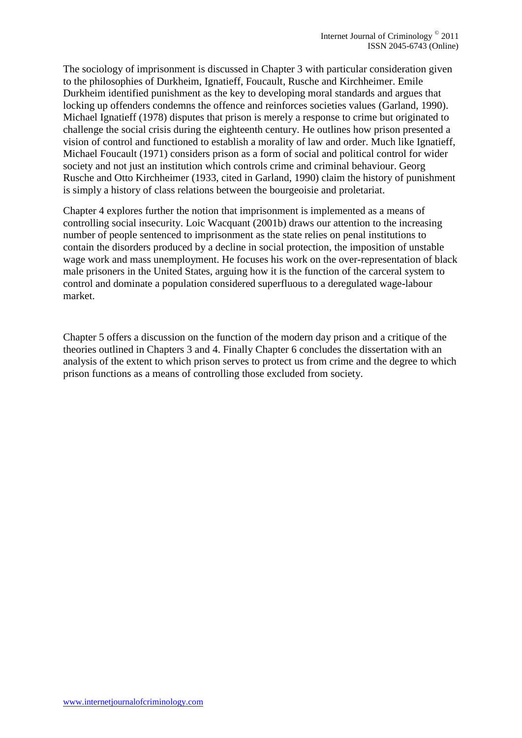The sociology of imprisonment is discussed in Chapter 3 with particular consideration given to the philosophies of Durkheim, Ignatieff, Foucault, Rusche and Kirchheimer. Emile Durkheim identified punishment as the key to developing moral standards and argues that locking up offenders condemns the offence and reinforces societies values (Garland, 1990). Michael Ignatieff (1978) disputes that prison is merely a response to crime but originated to challenge the social crisis during the eighteenth century. He outlines how prison presented a vision of control and functioned to establish a morality of law and order. Much like Ignatieff, Michael Foucault (1971) considers prison as a form of social and political control for wider society and not just an institution which controls crime and criminal behaviour. Georg Rusche and Otto Kirchheimer (1933, cited in Garland, 1990) claim the history of punishment is simply a history of class relations between the bourgeoisie and proletariat.

Chapter 4 explores further the notion that imprisonment is implemented as a means of controlling social insecurity. Loic Wacquant (2001b) draws our attention to the increasing number of people sentenced to imprisonment as the state relies on penal institutions to contain the disorders produced by a decline in social protection, the imposition of unstable wage work and mass unemployment. He focuses his work on the over-representation of black male prisoners in the United States, arguing how it is the function of the carceral system to control and dominate a population considered superfluous to a deregulated wage-labour market.

Chapter 5 offers a discussion on the function of the modern day prison and a critique of the theories outlined in Chapters 3 and 4. Finally Chapter 6 concludes the dissertation with an analysis of the extent to which prison serves to protect us from crime and the degree to which prison functions as a means of controlling those excluded from society.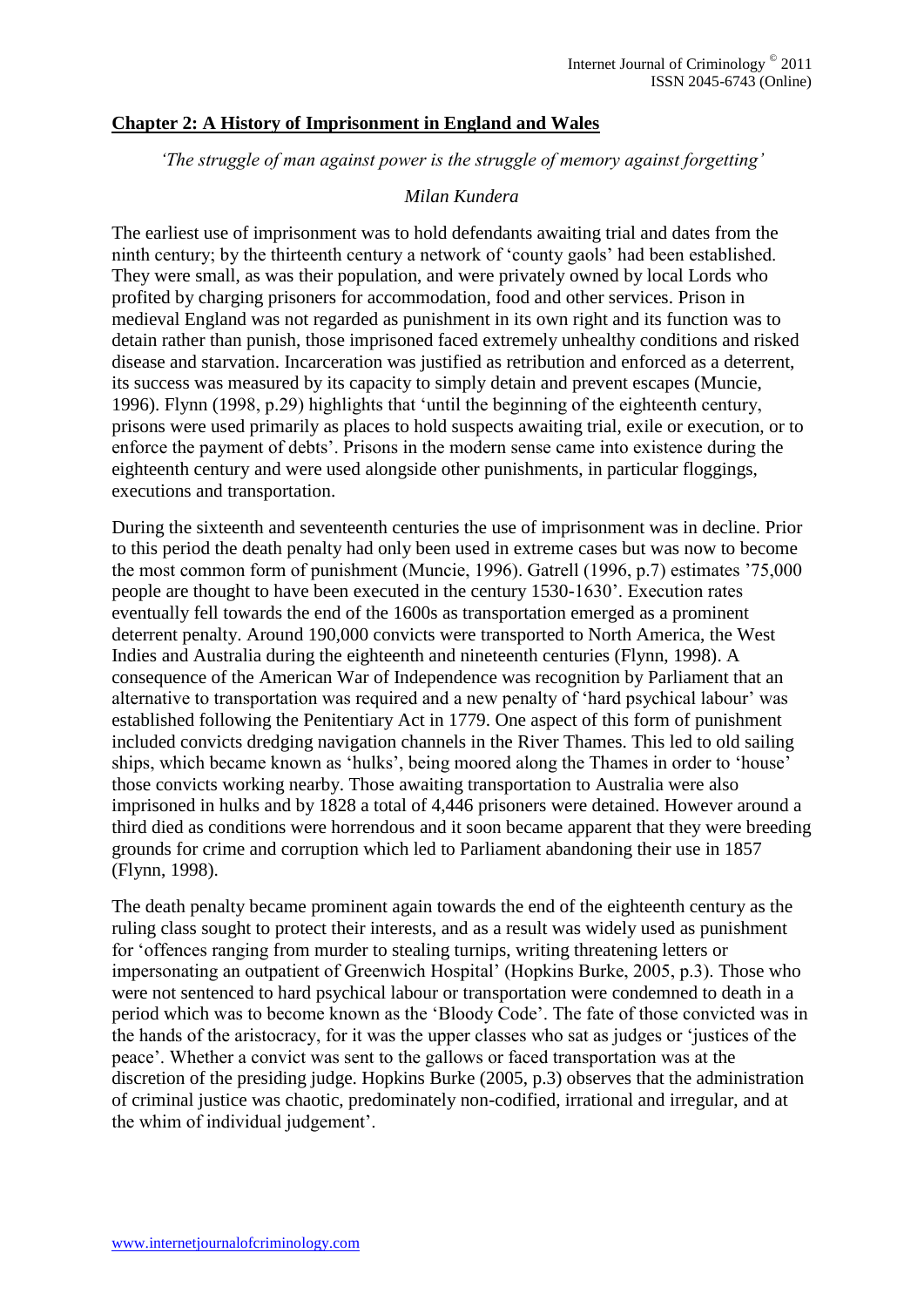## Chapter 2: A History of Imprisonment in England and Wales

*'The struggle of man against power is the struggle of memory against forgetting'*

*Milan Kundera*

The earliest use of imprisonment was to hold defendants awaiting trial and dates from the ninth century; by the thirteenth century a network of 'county gaols' had been established. They were small, as was their population, and were privately owned by local Lords who profited by charging prisoners for accommodation, food and other services. Prison in medieval England was not regarded as punishment in its own right and its function was to detain rather than punish, those imprisoned faced extremely unhealthy conditions and risked disease and starvation. Incarceration was justified as retribution and enforced as a deterrent, its success was measured by its capacity to simply detain and prevent escapes (Muncie, 1996). Flynn (1998, p.29) highlights that 'until the beginning of the eighteenth century, prisons were used primarily as places to hold suspects awaiting trial, exile or execution, or to enforce the payment of debts'. Prisons in the modern sense came into existence during the eighteenth century and were used alongside other punishments, in particular floggings, executions and transportation.

During the sixteenth and seventeenth centuries the use of imprisonment was in decline. Prior to this period the death penalty had only been used in extreme cases but was now to become the most common form of punishment (Muncie, 1996). Gatrell (1996, p.7) estimates '75,000 people are thought to have been executed in the century 1530-1630'. Execution rates eventually fell towards the end of the 1600s as transportation emerged as a prominent deterrent penalty. Around 190,000 convicts were transported to North America, the West Indies and Australia during the eighteenth and nineteenth centuries (Flynn, 1998). A consequence of the American War of Independence was recognition by Parliament that an alternative to transportation was required and a new penalty of 'hard psychical labour' was established following the Penitentiary Act in 1779. One aspect of this form of punishment included convicts dredging navigation channels in the River Thames. This led to old sailing ships, which became known as 'hulks', being moored along the Thames in order to 'house' those convicts working nearby. Those awaiting transportation to Australia were also imprisoned in hulks and by 1828 a total of 4,446 prisoners were detained. However around a third died as conditions were horrendous and it soon became apparent that they were breeding grounds for crime and corruption which led to Parliament abandoning their use in 1857 (Flynn, 1998).

The death penalty became prominent again towards the end of the eighteenth century as the ruling class sought to protect their interests, and as a result was widely used as punishment for 'offences ranging from murder to stealing turnips, writing threatening letters or impersonating an outpatient of Greenwich Hospital' (Hopkins Burke, 2005, p.3). Those who were not sentenced to hard psychical labour or transportation were condemned to death in a period which was to become known as the 'Bloody Code'. The fate of those convicted was in the hands of the aristocracy, for it was the upper classes who sat as judges or 'justices of the peace'. Whether a convict was sent to the gallows or faced transportation was at the discretion of the presiding judge. Hopkins Burke (2005, p.3) observes that the administration of criminal justice was chaotic, predominately non-codified, irrational and irregular, and at the whim of individual judgement'.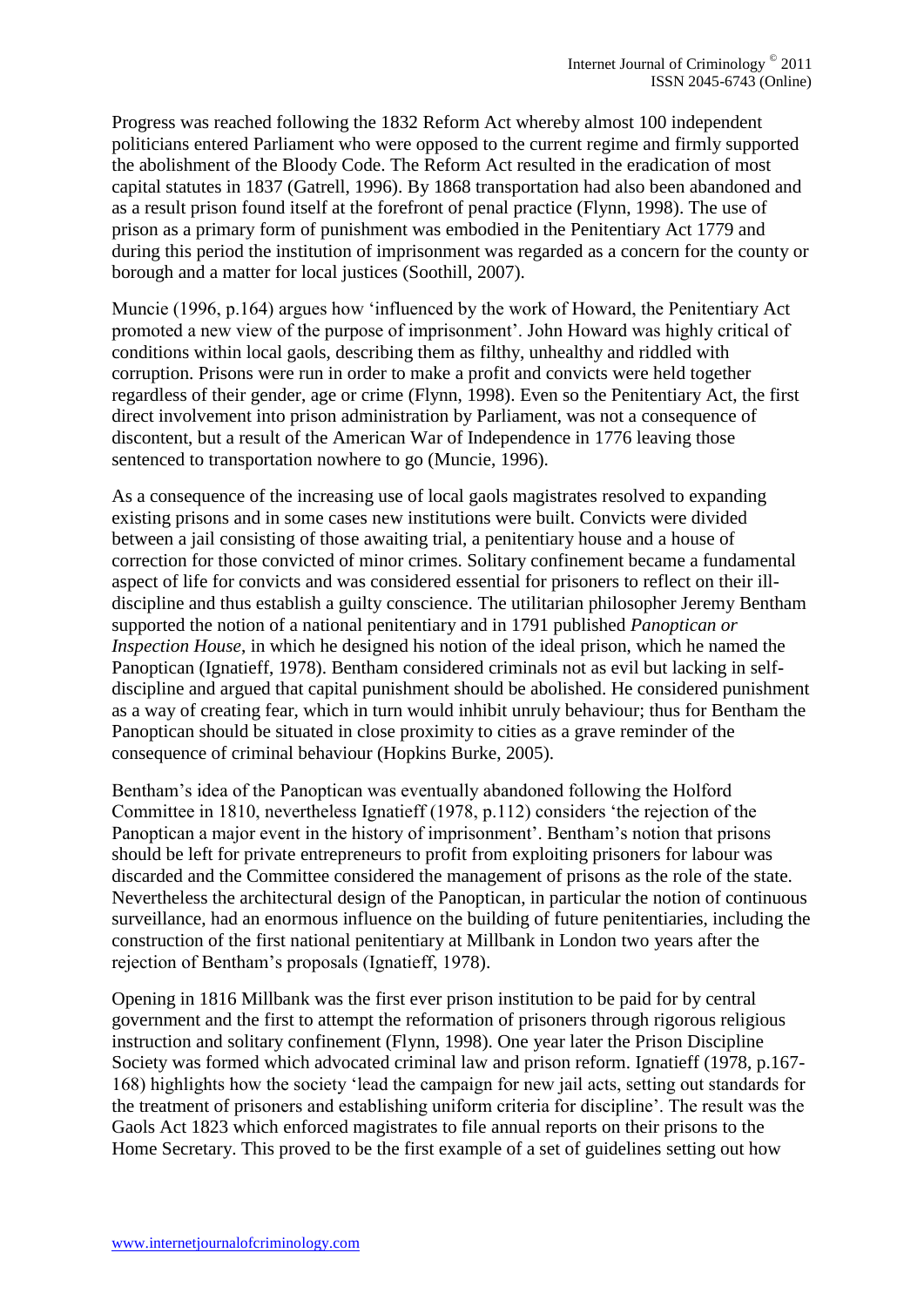Progress was reached following the 1832 Reform Act whereby almost 100 independent politicians entered Parliament who were opposed to the current regime and firmly supported the abolishment of the Bloody Code. The Reform Act resulted in the eradication of most capital statutes in 1837 (Gatrell, 1996). By 1868 transportation had also been abandoned and as a result prison found itself at the forefront of penal practice (Flynn, 1998). The use of prison as a primary form of punishment was embodied in the Penitentiary Act 1779 and during this period the institution of imprisonment was regarded as a concern for the county or borough and a matter for local justices (Soothill, 2007).

Muncie (1996, p.164) argues how 'influenced by the work of Howard, the Penitentiary Act promoted a new view of the purpose of imprisonment'. John Howard was highly critical of conditions within local gaols, describing them as filthy, unhealthy and riddled with corruption. Prisons were run in order to make a profit and convicts were held together regardless of their gender, age or crime (Flynn, 1998). Even so the Penitentiary Act, the first direct involvement into prison administration by Parliament, was not a consequence of discontent, but a result of the American War of Independence in 1776 leaving those sentenced to transportation nowhere to go (Muncie, 1996).

As a consequence of the increasing use of local gaols magistrates resolved to expanding existing prisons and in some cases new institutions were built. Convicts were divided between a jail consisting of those awaiting trial, a penitentiary house and a house of correction for those convicted of minor crimes. Solitary confinement became a fundamental aspect of life for convicts and was considered essential for prisoners to reflect on their ill-discipline and thus establish a guilty conscience. The utilitarian philosopher Jeremy Bentham supported the notion of a national penitentiary and in 1791 published *Panoptican or Inspection House*, in which he designed his notion of the ideal prison, which he named the Panoptican (Ignatieff, 1978). Bentham considered criminals not as evil but lacking in self-discipline and argued that capital punishment should be abolished. He considered punishment as a way of creating fear, which in turn would inhibit unruly behaviour; thus for Bentham the Panoptican should be situated in close proximity to cities as a grave reminder of the consequence of criminal behaviour (Hopkins Burke, 2005).

Bentham's idea of the Panoptican was eventually abandoned following the Holford Committee in 1810, nevertheless Ignatieff (1978, p.112) considers 'the rejection of the Panoptican a major event in the history of imprisonment'. Bentham's notion that prisons should be left for private entrepreneurs to profit from exploiting prisoners for labour was discarded and the Committee considered the management of prisons as the role of the state. Nevertheless the architectural design of the Panoptican, in particular the notion of continuous surveillance, had an enormous influence on the building of future penitentiaries, including the construction of the first national penitentiary at Millbank in London two years after the rejection of Bentham's proposals (Ignatieff, 1978).

Opening in 1816 Millbank was the first ever prison institution to be paid for by central government and the first to attempt the reformation of prisoners through rigorous religious instruction and solitary confinement (Flynn, 1998). One year later the Prison Discipline Society was formed which advocated criminal law and prison reform. Ignatieff (1978, p.167-168) highlights how the society 'lead the campaign for new jail acts, setting out standards for the treatment of prisoners and establishing uniform criteria for discipline'. The result was the Gaols Act 1823 which enforced magistrates to file annual reports on their prisons to the Home Secretary. This proved to be the first example of a set of guidelines setting out how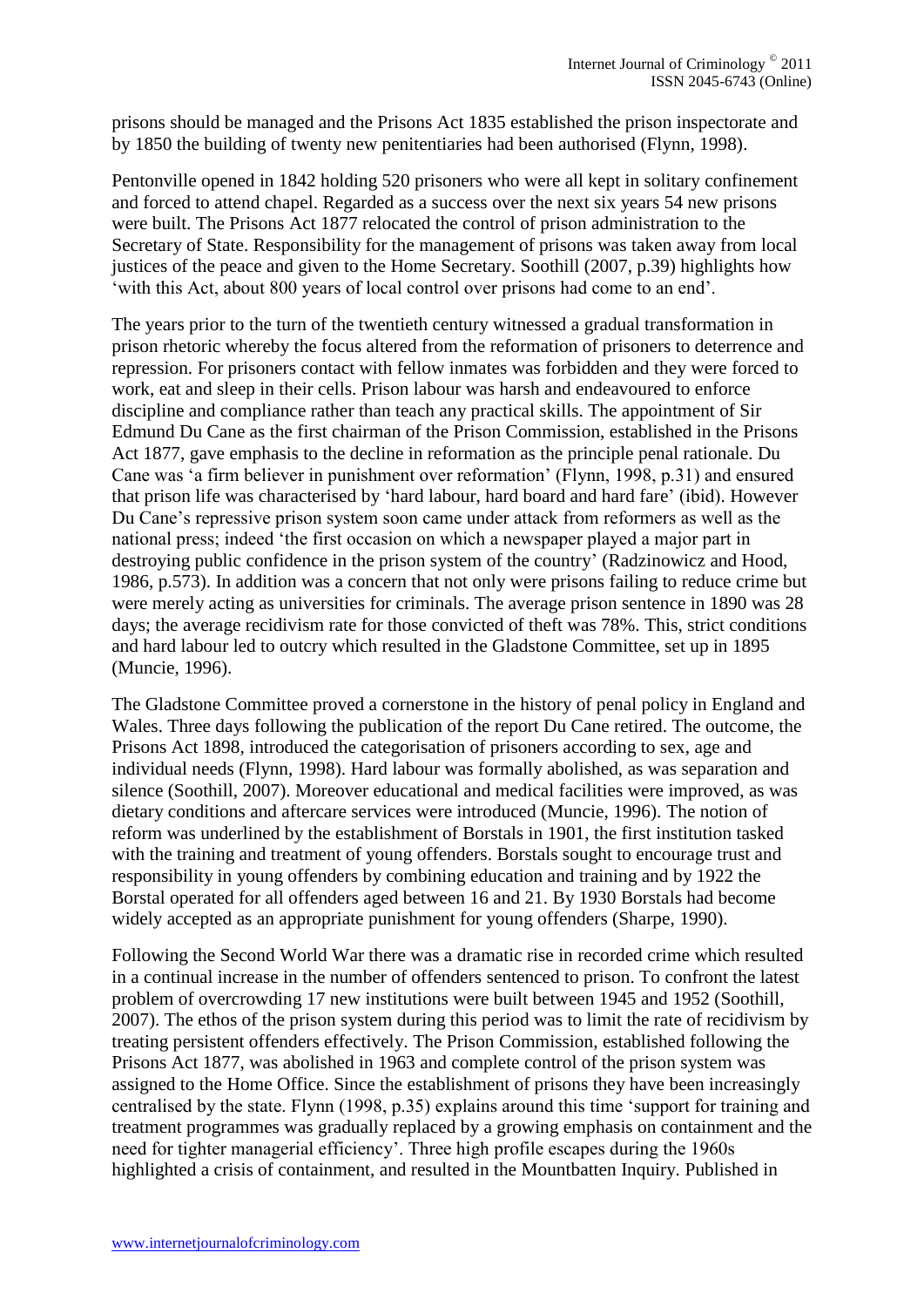prisons should be managed and the Prisons Act 1835 established the prison inspectorate and by 1850 the building of twenty new penitentiaries had been authorised (Flynn, 1998).

Pentonville opened in 1842 holding 520 prisoners who were all kept in solitary confinement and forced to attend chapel. Regarded as a success over the next six years 54 new prisons were built. The Prisons Act 1877 relocated the control of prison administration to the Secretary of State. Responsibility for the management of prisons was taken away from local justices of the peace and given to the Home Secretary. Soothill (2007, p.39) highlights how 'with this Act, about 800 years of local control over prisons had come to an end'.

The years prior to the turn of the twentieth century witnessed a gradual transformation in prison rhetoric whereby the focus altered from the reformation of prisoners to deterrence and repression. For prisoners contact with fellow inmates was forbidden and they were forced to work, eat and sleep in their cells. Prison labour was harsh and endeavoured to enforce discipline and compliance rather than teach any practical skills. The appointment of Sir Edmund Du Cane as the first chairman of the Prison Commission, established in the Prisons Act 1877, gave emphasis to the decline in reformation as the principle penal rationale. Du Cane was 'a firm believer in punishment over reformation' (Flynn, 1998, p.31) and ensured that prison life was characterised by 'hard labour, hard board and hard fare' (ibid). However Du Cane's repressive prison system soon came under attack from reformers as well as the national press; indeed 'the first occasion on which a newspaper played a major part in destroying public confidence in the prison system of the country' (Radzinowicz and Hood, 1986, p.573). In addition was a concern that not only were prisons failing to reduce crime but were merely acting as universities for criminals. The average prison sentence in 1890 was 28 days; the average recidivism rate for those convicted of theft was 78%. This, strict conditions and hard labour led to outcry which resulted in the Gladstone Committee, set up in 1895 (Muncie, 1996).

The Gladstone Committee proved a cornerstone in the history of penal policy in England and Wales. Three days following the publication of the report Du Cane retired. The outcome, the Prisons Act 1898, introduced the categorisation of prisoners according to sex, age and individual needs (Flynn, 1998). Hard labour was formally abolished, as was separation and silence (Soothill, 2007). Moreover educational and medical facilities were improved, as was dietary conditions and aftercare services were introduced (Muncie, 1996). The notion of reform was underlined by the establishment of Borstals in 1901, the first institution tasked with the training and treatment of young offenders. Borstals sought to encourage trust and responsibility in young offenders by combining education and training and by 1922 the Borstal operated for all offenders aged between 16 and 21. By 1930 Borstals had become widely accepted as an appropriate punishment for young offenders (Sharpe, 1990).

Following the Second World War there was a dramatic rise in recorded crime which resulted in a continual increase in the number of offenders sentenced to prison. To confront the latest problem of overcrowding 17 new institutions were built between 1945 and 1952 (Soothill, 2007). The ethos of the prison system during this period was to limit the rate of recidivism by treating persistent offenders effectively. The Prison Commission, established following the Prisons Act 1877, was abolished in 1963 and complete control of the prison system was assigned to the Home Office. Since the establishment of prisons they have been increasingly centralised by the state. Flynn (1998, p.35) explains around this time 'support for training and treatment programmes was gradually replaced by a growing emphasis on containment and the need for tighter managerial efficiency'. Three high profile escapes during the 1960s highlighted a crisis of containment, and resulted in the Mountbatten Inquiry. Published in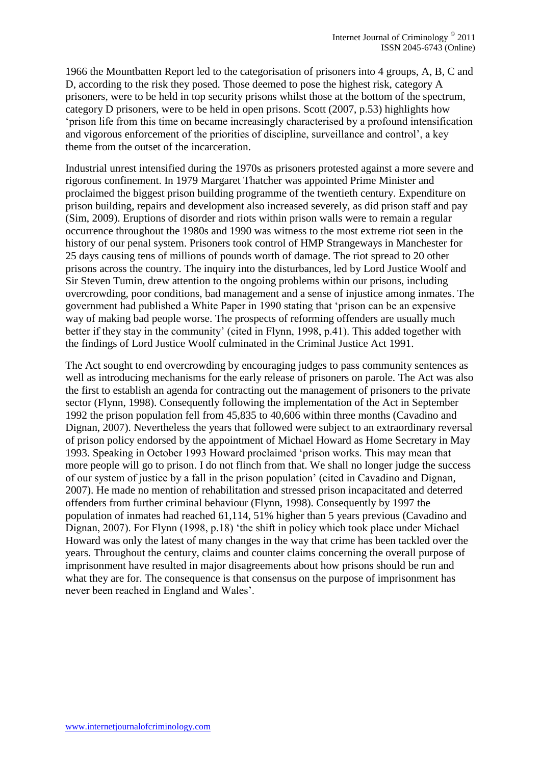1966 the Mountbatten Report led to the categorisation of prisoners into 4 groups, A, B, C and D, according to the risk they posed. Those deemed to pose the highest risk, category A prisoners, were to be held in top security prisons whilst those at the bottom of the spectrum, category D prisoners, were to be held in open prisons. Scott (2007, p.53) highlights how 'prison life from this time on became increasingly characterised by a profound intensification and vigorous enforcement of the priorities of discipline, surveillance and control', a key theme from the outset of the incarceration.

Industrial unrest intensified during the 1970s as prisoners protested against a more severe and rigorous confinement. In 1979 Margaret Thatcher was appointed Prime Minister and proclaimed the biggest prison building programme of the twentieth century. Expenditure on prison building, repairs and development also increased severely, as did prison staff and pay (Sim, 2009). Eruptions of disorder and riots within prison walls were to remain a regular occurrence throughout the 1980s and 1990 was witness to the most extreme riot seen in the history of our penal system. Prisoners took control of HMP Strangeways in Manchester for 25 days causing tens of millions of pounds worth of damage. The riot spread to 20 other prisons across the country. The inquiry into the disturbances, led by Lord Justice Woolf and Sir Steven Tumin, drew attention to the ongoing problems within our prisons, including overcrowding, poor conditions, bad management and a sense of injustice among inmates. The government had published a White Paper in 1990 stating that 'prison can be an expensive way of making bad people worse. The prospects of reforming offenders are usually much better if they stay in the community' (cited in Flynn, 1998, p.41). This added together with the findings of Lord Justice Woolf culminated in the Criminal Justice Act 1991.

The Act sought to end overcrowding by encouraging judges to pass community sentences as well as introducing mechanisms for the early release of prisoners on parole. The Act was also the first to establish an agenda for contracting out the management of prisoners to the private sector (Flynn, 1998). Consequently following the implementation of the Act in September 1992 the prison population fell from 45,835 to 40,606 within three months (Cavadino and Dignan, 2007). Nevertheless the years that followed were subject to an extraordinary reversal of prison policy endorsed by the appointment of Michael Howard as Home Secretary in May 1993. Speaking in October 1993 Howard proclaimed 'prison works. This may mean that more people will go to prison. I do not flinch from that. We shall no longer judge the success of our system of justice by a fall in the prison population' (cited in Cavadino and Dignan, 2007). He made no mention of rehabilitation and stressed prison incapacitated and deterred offenders from further criminal behaviour (Flynn, 1998). Consequently by 1997 the population of inmates had reached 61,114, 51% higher than 5 years previous (Cavadino and Dignan, 2007). For Flynn (1998, p.18) 'the shift in policy which took place under Michael Howard was only the latest of many changes in the way that crime has been tackled over the years. Throughout the century, claims and counter claims concerning the overall purpose of imprisonment have resulted in major disagreements about how prisons should be run and what they are for. The consequence is that consensus on the purpose of imprisonment has never been reached in England and Wales'.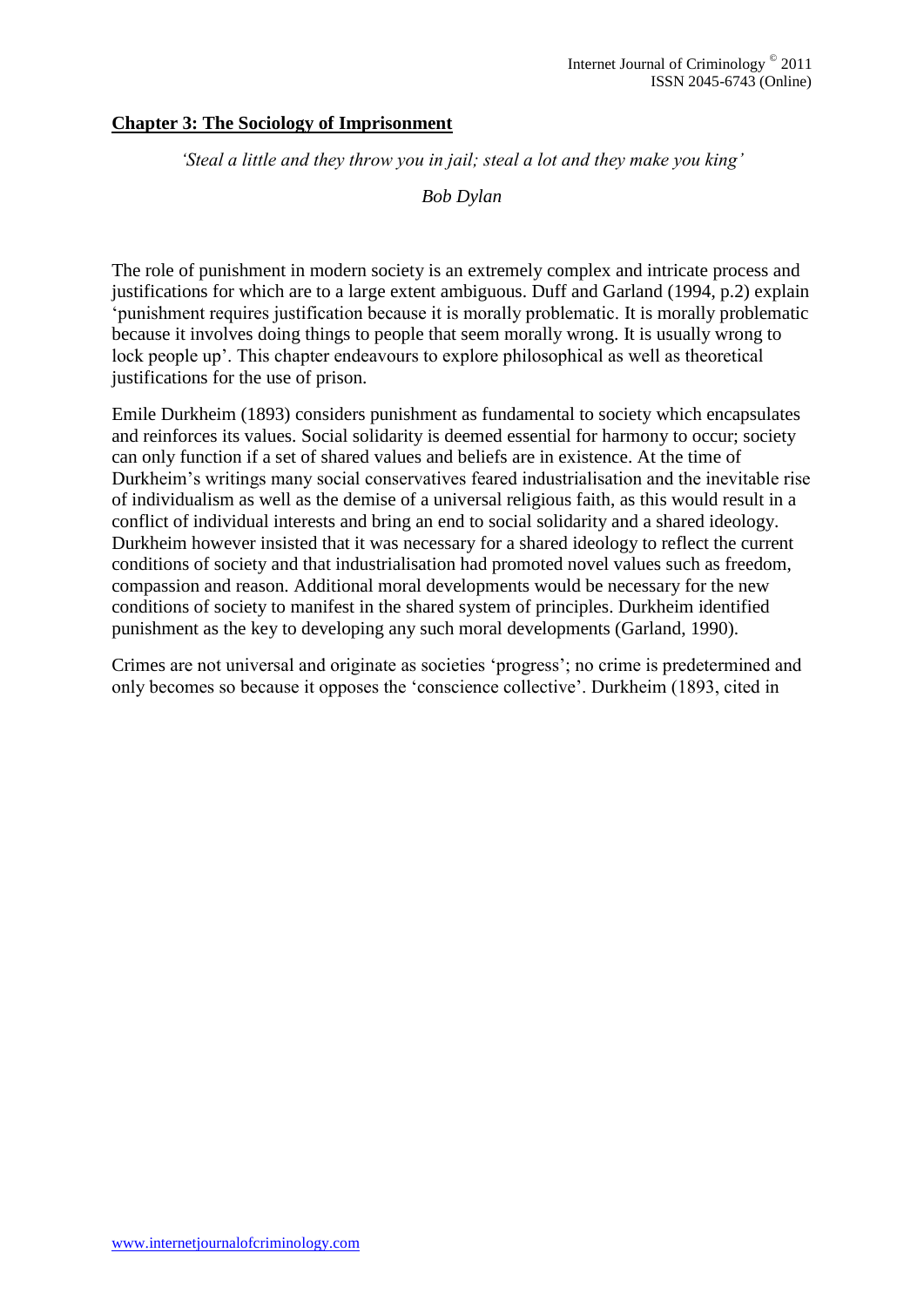## Chapter 3: The Sociology of Imprisonment

*'Steal a little and they throw you in jail; steal a lot and they make you king'*

*Bob Dylan*

The role of punishment in modern society is an extremely complex and intricate process and justifications for which are to a large extent ambiguous. Duff and Garland (1994, p.2) explain 'punishment requires justification because it is morally problematic. It is morally problematic because it involves doing things to people that seem morally wrong. It is usually wrong to lock people up'. This chapter endeavours to explore philosophical as well as theoretical justifications for the use of prison.

Emile Durkheim (1893) considers punishment as fundamental to society which encapsulates and reinforces its values. Social solidarity is deemed essential for harmony to occur; society can only function if a set of shared values and beliefs are in existence. At the time of Durkheim's writings many social conservatives feared industrialisation and the inevitable rise of individualism as well as the demise of a universal religious faith, as this would result in a conflict of individual interests and bring an end to social solidarity and a shared ideology. Durkheim however insisted that it was necessary for a shared ideology to reflect the current conditions of society and that industrialisation had promoted novel values such as freedom, compassion and reason. Additional moral developments would be necessary for the new conditions of society to manifest in the shared system of principles. Durkheim identified punishment as the key to developing any such moral developments (Garland, 1990).

Crimes are not universal and originate as societies 'progress'; no crime is predetermined and only becomes so because it opposes the 'conscience collective'. Durkheim (1893, cited in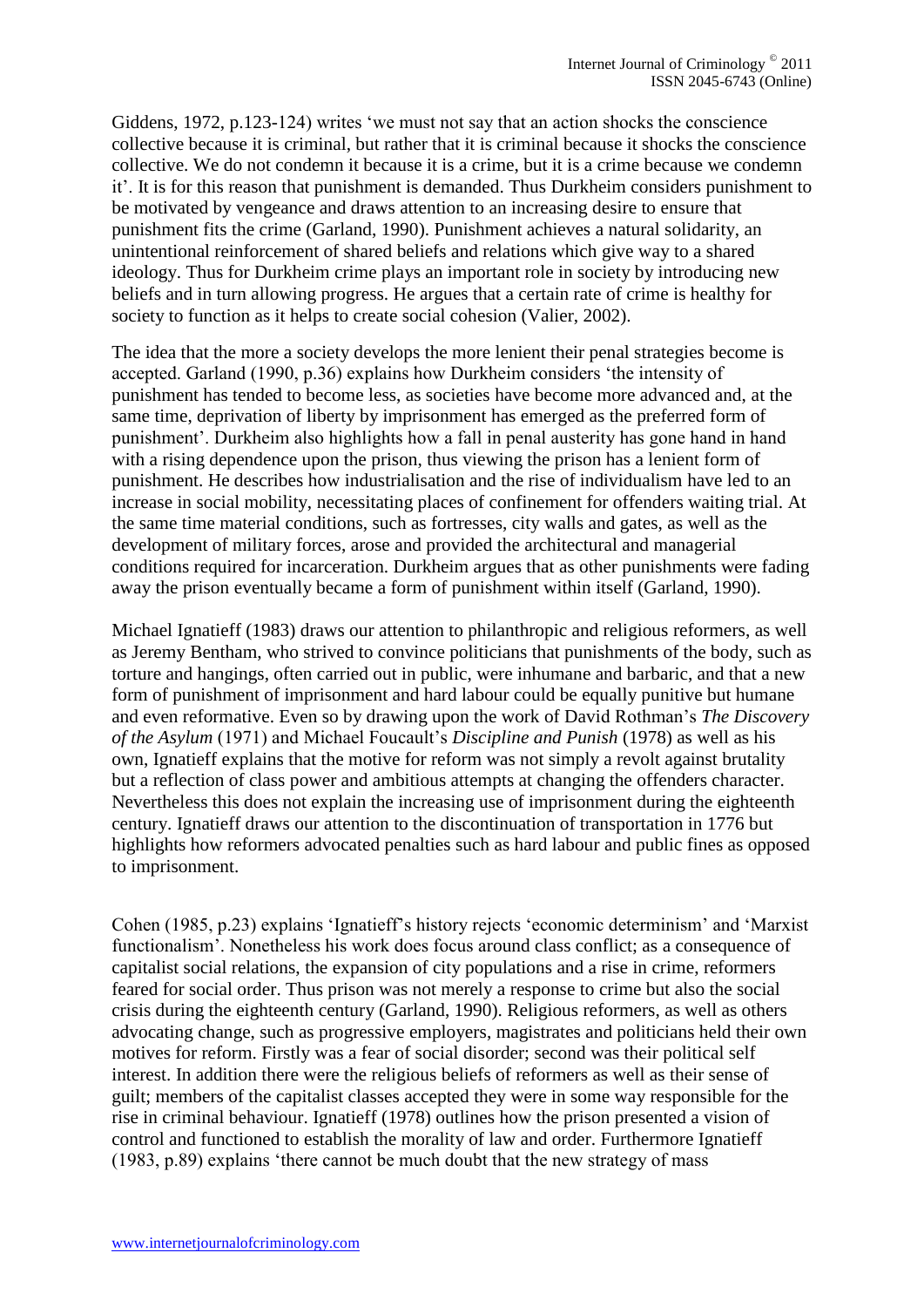Giddens, 1972, p.123-124) writes 'we must not say that an action shocks the conscience collective because it is criminal, but rather that it is criminal because it shocks the conscience collective. We do not condemn it because it is a crime, but it is a crime because we condemn it'. It is for this reason that punishment is demanded. Thus Durkheim considers punishment to be motivated by vengeance and draws attention to an increasing desire to ensure that punishment fits the crime (Garland, 1990). Punishment achieves a natural solidarity, an unintentional reinforcement of shared beliefs and relations which give way to a shared ideology. Thus for Durkheim crime plays an important role in society by introducing new beliefs and in turn allowing progress. He argues that a certain rate of crime is healthy for society to function as it helps to create social cohesion (Valier, 2002).

The idea that the more a society develops the more lenient their penal strategies become is accepted. Garland (1990, p.36) explains how Durkheim considers 'the intensity of punishment has tended to become less, as societies have become more advanced and, at the same time, deprivation of liberty by imprisonment has emerged as the preferred form of punishment'. Durkheim also highlights how a fall in penal austerity has gone hand in hand with a rising dependence upon the prison, thus viewing the prison has a lenient form of punishment. He describes how industrialisation and the rise of individualism have led to an increase in social mobility, necessitating places of confinement for offenders waiting trial. At the same time material conditions, such as fortresses, city walls and gates, as well as the development of military forces, arose and provided the architectural and managerial conditions required for incarceration. Durkheim argues that as other punishments were fading away the prison eventually became a form of punishment within itself (Garland, 1990).

Michael Ignatieff (1983) draws our attention to philanthropic and religious reformers, as well as Jeremy Bentham, who strived to convince politicians that punishments of the body, such as torture and hangings, often carried out in public, were inhumane and barbaric, and that a new form of punishment of imprisonment and hard labour could be equally punitive but humane and even reformative. Even so by drawing upon the work of David Rothman's *The Discovery of the Asylum* (1971) and Michael Foucault's *Discipline and Punish* (1978) as well as his own, Ignatieff explains that the motive for reform was not simply a revolt against brutality but a reflection of class power and ambitious attempts at changing the offenders character. Nevertheless this does not explain the increasing use of imprisonment during the eighteenth century. Ignatieff draws our attention to the discontinuation of transportation in 1776 but highlights how reformers advocated penalties such as hard labour and public fines as opposed to imprisonment.

Cohen (1985, p.23) explains 'Ignatieff's history rejects 'economic determinism' and 'Marxist functionalism'. Nonetheless his work does focus around class conflict; as a consequence of capitalist social relations, the expansion of city populations and a rise in crime, reformers feared for social order. Thus prison was not merely a response to crime but also the social crisis during the eighteenth century (Garland, 1990). Religious reformers, as well as others advocating change, such as progressive employers, magistrates and politicians held their own motives for reform. Firstly was a fear of social disorder; second was their political self interest. In addition there were the religious beliefs of reformers as well as their sense of guilt; members of the capitalist classes accepted they were in some way responsible for the rise in criminal behaviour. Ignatieff (1978) outlines how the prison presented a vision of control and functioned to establish the morality of law and order. Furthermore Ignatieff (1983, p.89) explains 'there cannot be much doubt that the new strategy of mass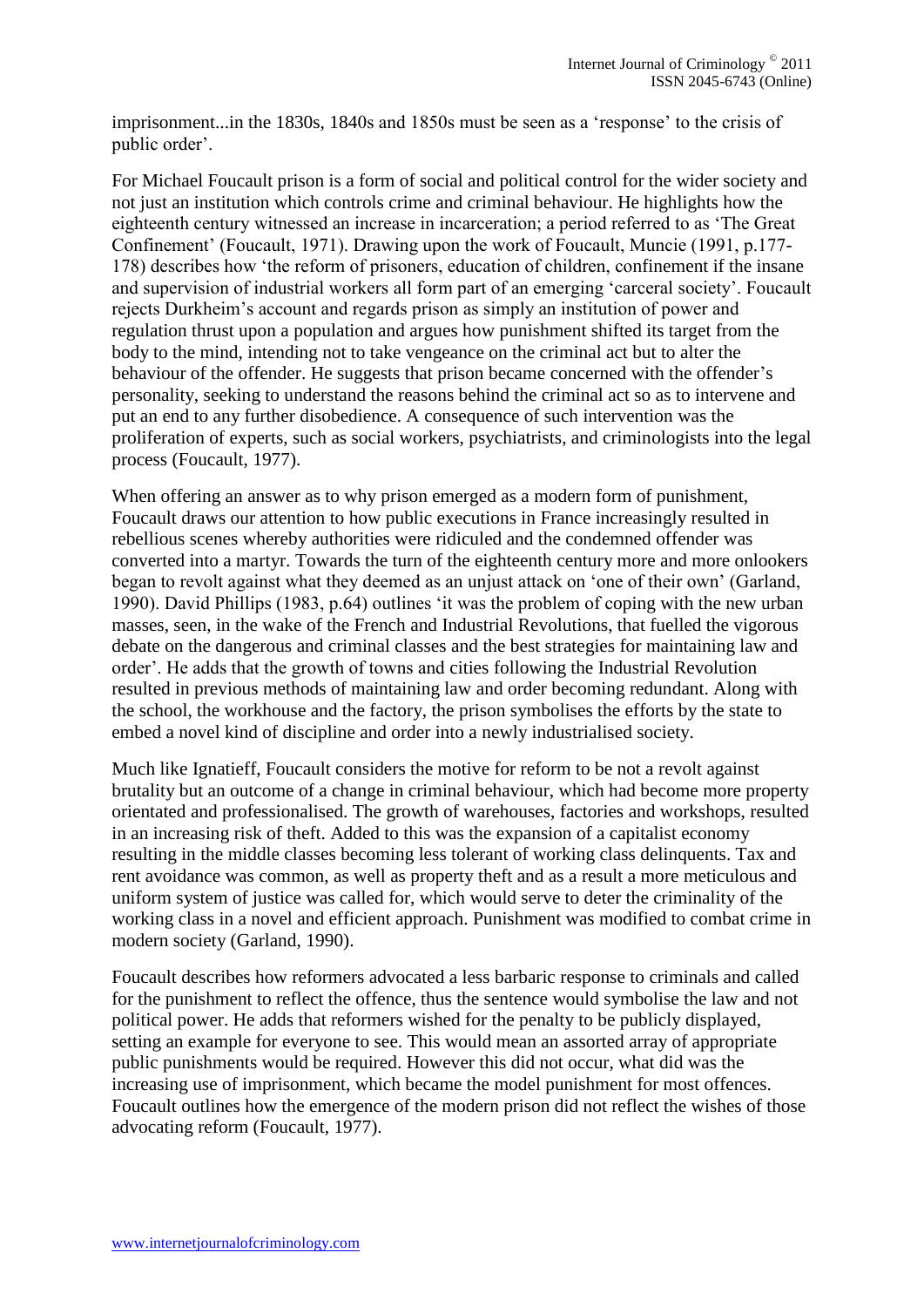imprisonment...in the 1830s, 1840s and 1850s must be seen as a 'response' to the crisis of public order'.

For Michael Foucault prison is a form of social and political control for the wider society and not just an institution which controls crime and criminal behaviour. He highlights how the eighteenth century witnessed an increase in incarceration; a period referred to as 'The Great Confinement' (Foucault, 1971). Drawing upon the work of Foucault, Muncie (1991, p.177-178) describes how 'the reform of prisoners, education of children, confinement if the insane and supervision of industrial workers all form part of an emerging 'carceral society'. Foucault rejects Durkheim's account and regards prison as simply an institution of power and regulation thrust upon a population and argues how punishment shifted its target from the body to the mind, intending not to take vengeance on the criminal act but to alter the behaviour of the offender. He suggests that prison became concerned with the offender's personality, seeking to understand the reasons behind the criminal act so as to intervene and put an end to any further disobedience. A consequence of such intervention was the proliferation of experts, such as social workers, psychiatrists, and criminologists into the legal process (Foucault, 1977).

When offering an answer as to why prison emerged as a modern form of punishment, Foucault draws our attention to how public executions in France increasingly resulted in rebellious scenes whereby authorities were ridiculed and the condemned offender was converted into a martyr. Towards the turn of the eighteenth century more and more onlookers began to revolt against what they deemed as an unjust attack on 'one of their own' (Garland, 1990). David Phillips (1983, p.64) outlines 'it was the problem of coping with the new urban masses, seen, in the wake of the French and Industrial Revolutions, that fuelled the vigorous debate on the dangerous and criminal classes and the best strategies for maintaining law and order'. He adds that the growth of towns and cities following the Industrial Revolution resulted in previous methods of maintaining law and order becoming redundant. Along with the school, the workhouse and the factory, the prison symbolises the efforts by the state to embed a novel kind of discipline and order into a newly industrialised society.

Much like Ignatieff, Foucault considers the motive for reform to be not a revolt against brutality but an outcome of a change in criminal behaviour, which had become more property orientated and professionalised. The growth of warehouses, factories and workshops, resulted in an increasing risk of theft. Added to this was the expansion of a capitalist economy resulting in the middle classes becoming less tolerant of working class delinquents. Tax and rent avoidance was common, as well as property theft and as a result a more meticulous and uniform system of justice was called for, which would serve to deter the criminality of the working class in a novel and efficient approach. Punishment was modified to combat crime in modern society (Garland, 1990).

Foucault describes how reformers advocated a less barbaric response to criminals and called for the punishment to reflect the offence, thus the sentence would symbolise the law and not political power. He adds that reformers wished for the penalty to be publicly displayed, setting an example for everyone to see. This would mean an assorted array of appropriate public punishments would be required. However this did not occur, what did was the increasing use of imprisonment, which became the model punishment for most offences. Foucault outlines how the emergence of the modern prison did not reflect the wishes of those advocating reform (Foucault, 1977).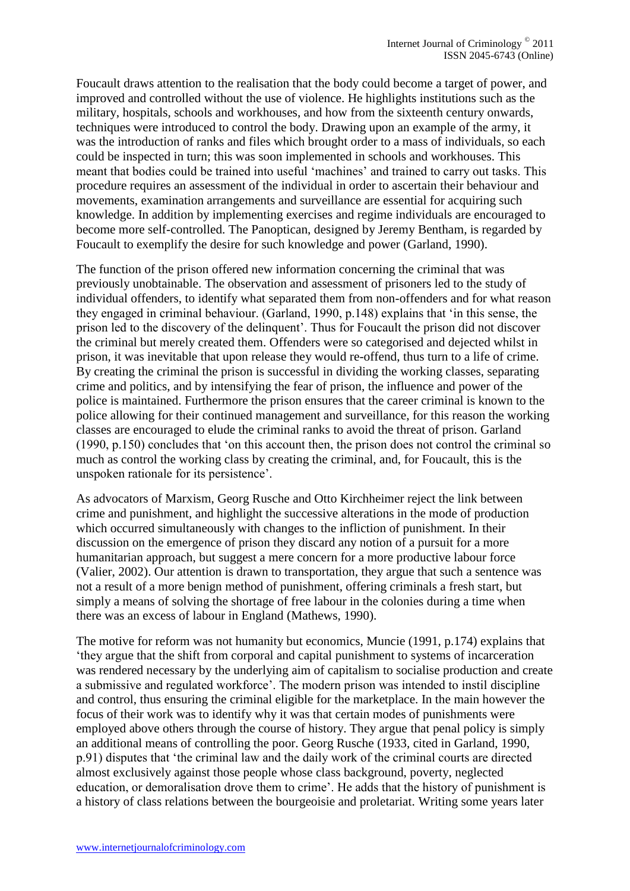Foucault draws attention to the realisation that the body could become a target of power, and improved and controlled without the use of violence. He highlights institutions such as the military, hospitals, schools and workhouses, and how from the sixteenth century onwards, techniques were introduced to control the body. Drawing upon an example of the army, it was the introduction of ranks and files which brought order to a mass of individuals, so each could be inspected in turn; this was soon implemented in schools and workhouses. This meant that bodies could be trained into useful 'machines' and trained to carry out tasks. This procedure requires an assessment of the individual in order to ascertain their behaviour and movements, examination arrangements and surveillance are essential for acquiring such knowledge. In addition by implementing exercises and regime individuals are encouraged to become more self-controlled. The Panoptican, designed by Jeremy Bentham, is regarded by Foucault to exemplify the desire for such knowledge and power (Garland, 1990).

The function of the prison offered new information concerning the criminal that was previously unobtainable. The observation and assessment of prisoners led to the study of individual offenders, to identify what separated them from non-offenders and for what reason they engaged in criminal behaviour. (Garland, 1990, p.148) explains that 'in this sense, the prison led to the discovery of the delinquent'. Thus for Foucault the prison did not discover the criminal but merely created them. Offenders were so categorised and dejected whilst in prison, it was inevitable that upon release they would re-offend, thus turn to a life of crime. By creating the criminal the prison is successful in dividing the working classes, separating crime and politics, and by intensifying the fear of prison, the influence and power of the police is maintained. Furthermore the prison ensures that the career criminal is known to the police allowing for their continued management and surveillance, for this reason the working classes are encouraged to elude the criminal ranks to avoid the threat of prison. Garland (1990, p.150) concludes that 'on this account then, the prison does not control the criminal so much as control the working class by creating the criminal, and, for Foucault, this is the unspoken rationale for its persistence'.

As advocators of Marxism, Georg Rusche and Otto Kirchheimer reject the link between crime and punishment, and highlight the successive alterations in the mode of production which occurred simultaneously with changes to the infliction of punishment. In their discussion on the emergence of prison they discard any notion of a pursuit for a more humanitarian approach, but suggest a mere concern for a more productive labour force (Valier, 2002). Our attention is drawn to transportation, they argue that such a sentence was not a result of a more benign method of punishment, offering criminals a fresh start, but simply a means of solving the shortage of free labour in the colonies during a time when there was an excess of labour in England (Mathews, 1990).

The motive for reform was not humanity but economics, Muncie (1991, p.174) explains that 'they argue that the shift from corporal and capital punishment to systems of incarceration was rendered necessary by the underlying aim of capitalism to socialise production and create a submissive and regulated workforce'. The modern prison was intended to instil discipline and control, thus ensuring the criminal eligible for the marketplace. In the main however the focus of their work was to identify why it was that certain modes of punishments were employed above others through the course of history. They argue that penal policy is simply an additional means of controlling the poor. Georg Rusche (1933, cited in Garland, 1990, p.91) disputes that 'the criminal law and the daily work of the criminal courts are directed almost exclusively against those people whose class background, poverty, neglected education, or demoralisation drove them to crime'. He adds that the history of punishment is a history of class relations between the bourgeoisie and proletariat. Writing some years later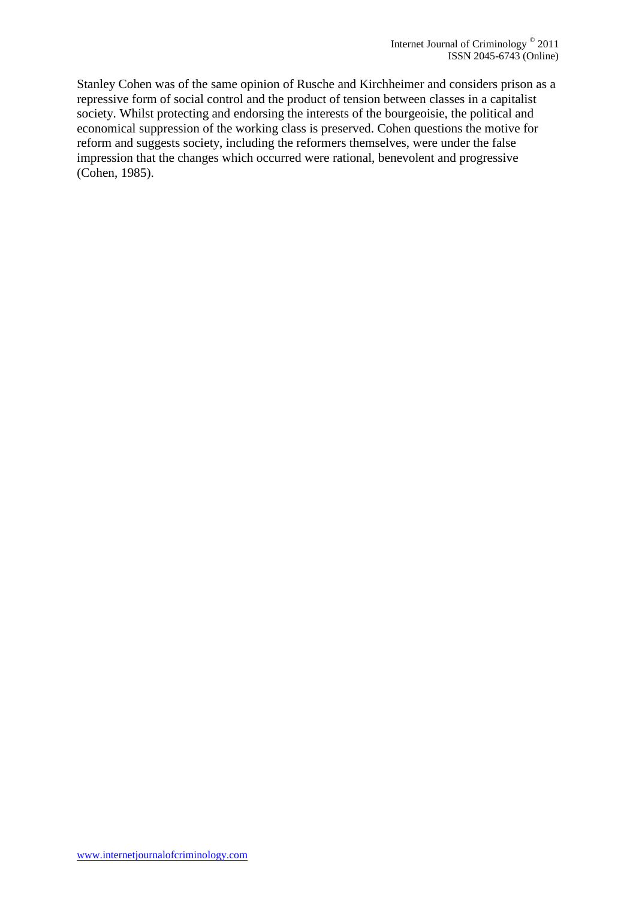Stanley Cohen was of the same opinion of Rusche and Kirchheimer and considers prison as a repressive form of social control and the product of tension between classes in a capitalist society. Whilst protecting and endorsing the interests of the bourgeoisie, the political and economical suppression of the working class is preserved. Cohen questions the motive for reform and suggests society, including the reformers themselves, were under the false impression that the changes which occurred were rational, benevolent and progressive (Cohen, 1985).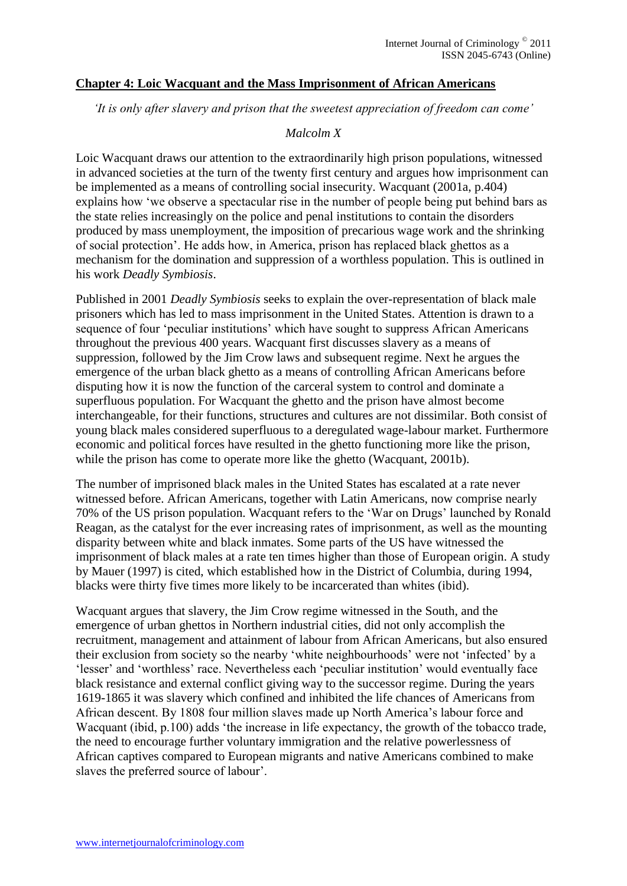## Chapter 4: Loic Wacquant and the Mass Imprisonment of African Americans

*'It is only after slavery and prison that the sweetest appreciation of freedom can come'*

*Malcolm X*

Loic Wacquant draws our attention to the extraordinarily high prison populations, witnessed in advanced societies at the turn of the twenty first century and argues how imprisonment can be implemented as a means of controlling social insecurity. Wacquant (2001a, p.404) explains how 'we observe a spectacular rise in the number of people being put behind bars as the state relies increasingly on the police and penal institutions to contain the disorders produced by mass unemployment, the imposition of precarious wage work and the shrinking of social protection'. He adds how, in America, prison has replaced black ghettos as a mechanism for the domination and suppression of a worthless population. This is outlined in his work *Deadly Symbiosis*.

Published in 2001 *Deadly Symbiosis* seeks to explain the over-representation of black male prisoners which has led to mass imprisonment in the United States. Attention is drawn to a sequence of four 'peculiar institutions' which have sought to suppress African Americans throughout the previous 400 years. Wacquant first discusses slavery as a means of suppression, followed by the Jim Crow laws and subsequent regime. Next he argues the emergence of the urban black ghetto as a means of controlling African Americans before disputing how it is now the function of the carceral system to control and dominate a superfluous population. For Wacquant the ghetto and the prison have almost become interchangeable, for their functions, structures and cultures are not dissimilar. Both consist of young black males considered superfluous to a deregulated wage-labour market. Furthermore economic and political forces have resulted in the ghetto functioning more like the prison, while the prison has come to operate more like the ghetto (Wacquant, 2001b).

The number of imprisoned black males in the United States has escalated at a rate never witnessed before. African Americans, together with Latin Americans, now comprise nearly 70% of the US prison population. Wacquant refers to the 'War on Drugs' launched by Ronald Reagan, as the catalyst for the ever increasing rates of imprisonment, as well as the mounting disparity between white and black inmates. Some parts of the US have witnessed the imprisonment of black males at a rate ten times higher than those of European origin. A study by Mauer (1997) is cited, which established how in the District of Columbia, during 1994, blacks were thirty five times more likely to be incarcerated than whites (ibid).

Wacquant argues that slavery, the Jim Crow regime witnessed in the South, and the emergence of urban ghettos in Northern industrial cities, did not only accomplish the recruitment, management and attainment of labour from African Americans, but also ensured their exclusion from society so the nearby 'white neighbourhoods' were not 'infected' by a 'lesser' and 'worthless' race. Nevertheless each 'peculiar institution' would eventually face black resistance and external conflict giving way to the successor regime. During the years 1619-1865 it was slavery which confined and inhibited the life chances of Americans from African descent. By 1808 four million slaves made up North America's labour force and Wacquant (ibid, p.100) adds 'the increase in life expectancy, the growth of the tobacco trade, the need to encourage further voluntary immigration and the relative powerlessness of African captives compared to European migrants and native Americans combined to make slaves the preferred source of labour'.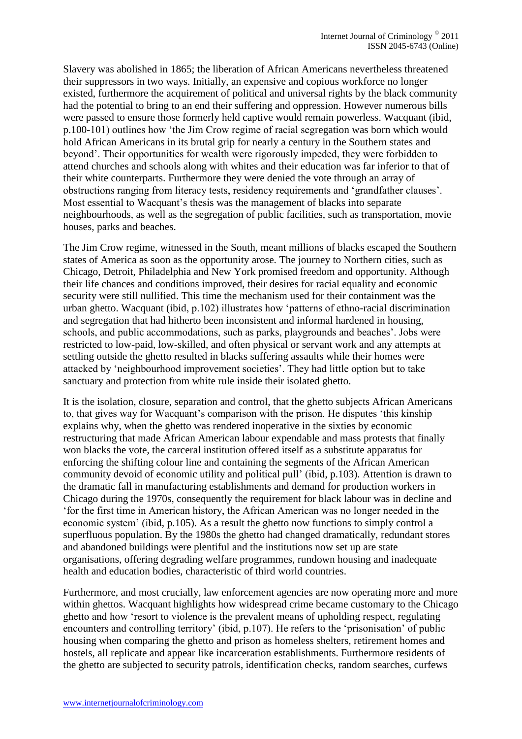Slavery was abolished in 1865; the liberation of African Americans nevertheless threatened their suppressors in two ways. Initially, an expensive and copious workforce no longer existed, furthermore the acquirement of political and universal rights by the black community had the potential to bring to an end their suffering and oppression. However numerous bills were passed to ensure those formerly held captive would remain powerless. Wacquant (ibid, p.100-101) outlines how 'the Jim Crow regime of racial segregation was born which would hold African Americans in its brutal grip for nearly a century in the Southern states and beyond'. Their opportunities for wealth were rigorously impeded, they were forbidden to attend churches and schools along with whites and their education was far inferior to that of their white counterparts. Furthermore they were denied the vote through an array of obstructions ranging from literacy tests, residency requirements and 'grandfather clauses'. Most essential to Wacquant's thesis was the management of blacks into separate neighbourhoods, as well as the segregation of public facilities, such as transportation, movie houses, parks and beaches.

The Jim Crow regime, witnessed in the South, meant millions of blacks escaped the Southern states of America as soon as the opportunity arose. The journey to Northern cities, such as Chicago, Detroit, Philadelphia and New York promised freedom and opportunity. Although their life chances and conditions improved, their desires for racial equality and economic security were still nullified. This time the mechanism used for their containment was the urban ghetto. Wacquant (ibid, p.102) illustrates how 'patterns of ethno-racial discrimination and segregation that had hitherto been inconsistent and informal hardened in housing, schools, and public accommodations, such as parks, playgrounds and beaches'. Jobs were restricted to low-paid, low-skilled, and often physical or servant work and any attempts at settling outside the ghetto resulted in blacks suffering assaults while their homes were attacked by 'neighbourhood improvement societies'. They had little option but to take sanctuary and protection from white rule inside their isolated ghetto.

It is the isolation, closure, separation and control, that the ghetto subjects African Americans to, that gives way for Wacquant's comparison with the prison. He disputes 'this kinship explains why, when the ghetto was rendered inoperative in the sixties by economic restructuring that made African American labour expendable and mass protests that finally won blacks the vote, the carceral institution offered itself as a substitute apparatus for enforcing the shifting colour line and containing the segments of the African American community devoid of economic utility and political pull' (ibid, p.103). Attention is drawn to the dramatic fall in manufacturing establishments and demand for production workers in Chicago during the 1970s, consequently the requirement for black labour was in decline and 'for the first time in American history, the African American was no longer needed in the economic system' (ibid, p.105). As a result the ghetto now functions to simply control a superfluous population. By the 1980s the ghetto had changed dramatically, redundant stores and abandoned buildings were plentiful and the institutions now set up are state organisations, offering degrading welfare programmes, rundown housing and inadequate health and education bodies, characteristic of third world countries.

Furthermore, and most crucially, law enforcement agencies are now operating more and more within ghettos. Wacquant highlights how widespread crime became customary to the Chicago ghetto and how 'resort to violence is the prevalent means of upholding respect, regulating encounters and controlling territory' (ibid, p.107). He refers to the 'prisonisation' of public housing when comparing the ghetto and prison as homeless shelters, retirement homes and hostels, all replicate and appear like incarceration establishments. Furthermore residents of the ghetto are subjected to security patrols, identification checks, random searches, curfews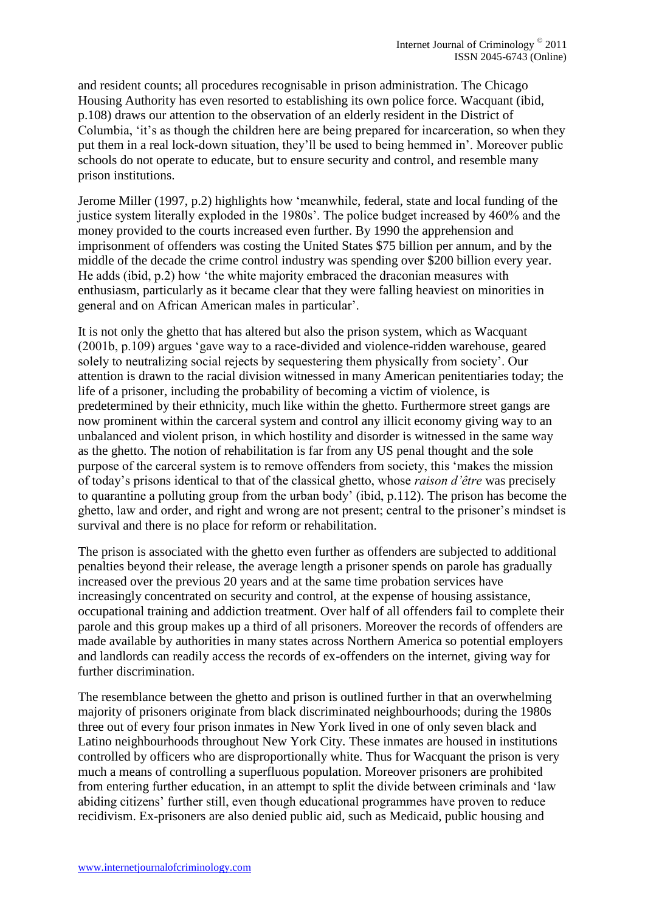and resident counts; all procedures recognisable in prison administration. The Chicago Housing Authority has even resorted to establishing its own police force. Wacquant (ibid, p.108) draws our attention to the observation of an elderly resident in the District of Columbia, 'it's as though the children here are being prepared for incarceration, so when they put them in a real lock-down situation, they'll be used to being hemmed in'. Moreover public schools do not operate to educate, but to ensure security and control, and resemble many prison institutions.

Jerome Miller (1997, p.2) highlights how 'meanwhile, federal, state and local funding of the justice system literally exploded in the 1980s'. The police budget increased by 460% and the money provided to the courts increased even further. By 1990 the apprehension and imprisonment of offenders was costing the United States $75 billion per annum, and by the middle of the decade the crime control industry was spending over $200 billion every year. He adds (ibid, p.2) how 'the white majority embraced the draconian measures with enthusiasm, particularly as it became clear that they were falling heaviest on minorities in general and on African American males in particular'.

It is not only the ghetto that has altered but also the prison system, which as Wacquant (2001b, p.109) argues 'gave way to a race-divided and violence-ridden warehouse, geared solely to neutralizing social rejects by sequestering them physically from society'. Our attention is drawn to the racial division witnessed in many American penitentiaries today; the life of a prisoner, including the probability of becoming a victim of violence, is predetermined by their ethnicity, much like within the ghetto. Furthermore street gangs are now prominent within the carceral system and control any illicit economy giving way to an unbalanced and violent prison, in which hostility and disorder is witnessed in the same way as the ghetto. The notion of rehabilitation is far from any US penal thought and the sole purpose of the carceral system is to remove offenders from society, this 'makes the mission of today's prisons identical to that of the classical ghetto, whose *raison d'être* was precisely to quarantine a polluting group from the urban body' (ibid, p.112). The prison has become the ghetto, law and order, and right and wrong are not present; central to the prisoner's mindset is survival and there is no place for reform or rehabilitation.

The prison is associated with the ghetto even further as offenders are subjected to additional penalties beyond their release, the average length a prisoner spends on parole has gradually increased over the previous 20 years and at the same time probation services have increasingly concentrated on security and control, at the expense of housing assistance, occupational training and addiction treatment. Over half of all offenders fail to complete their parole and this group makes up a third of all prisoners. Moreover the records of offenders are made available by authorities in many states across Northern America so potential employers and landlords can readily access the records of ex-offenders on the internet, giving way for further discrimination.

The resemblance between the ghetto and prison is outlined further in that an overwhelming majority of prisoners originate from black discriminated neighbourhoods; during the 1980s three out of every four prison inmates in New York lived in one of only seven black and Latino neighbourhoods throughout New York City. These inmates are housed in institutions controlled by officers who are disproportionally white. Thus for Wacquant the prison is very much a means of controlling a superfluous population. Moreover prisoners are prohibited from entering further education, in an attempt to split the divide between criminals and 'law abiding citizens' further still, even though educational programmes have proven to reduce recidivism. Ex-prisoners are also denied public aid, such as Medicaid, public housing and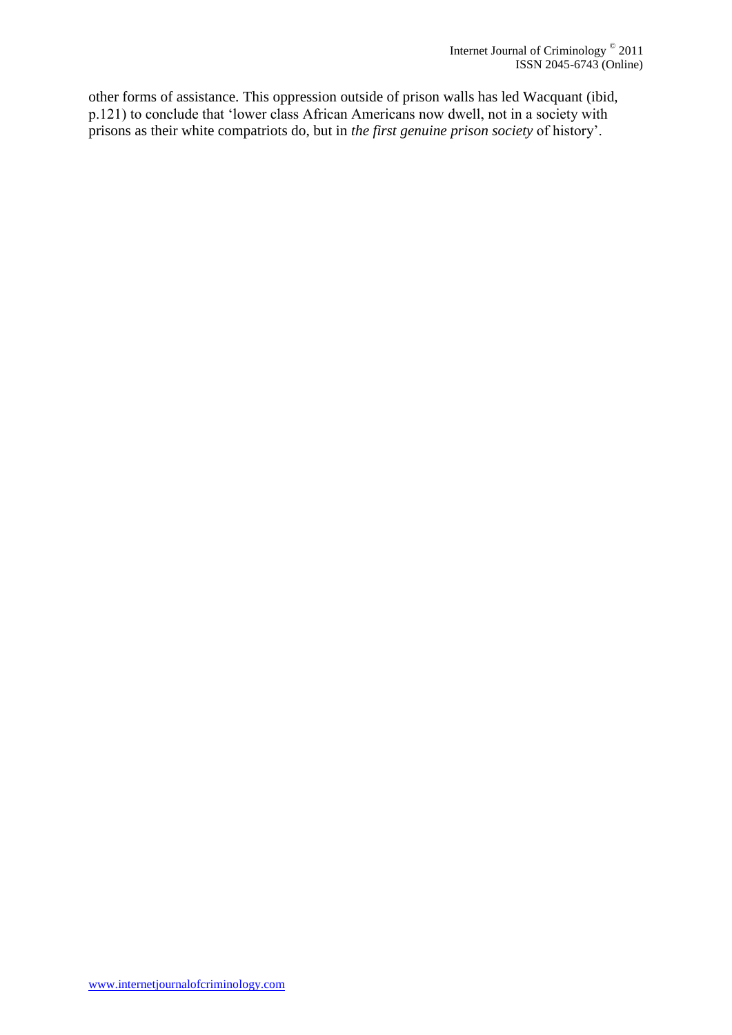other forms of assistance. This oppression outside of prison walls has led Wacquant (ibid, p.121) to conclude that 'lower class African Americans now dwell, not in a society with prisons as their white compatriots do, but in *the first genuine prison society* of history'.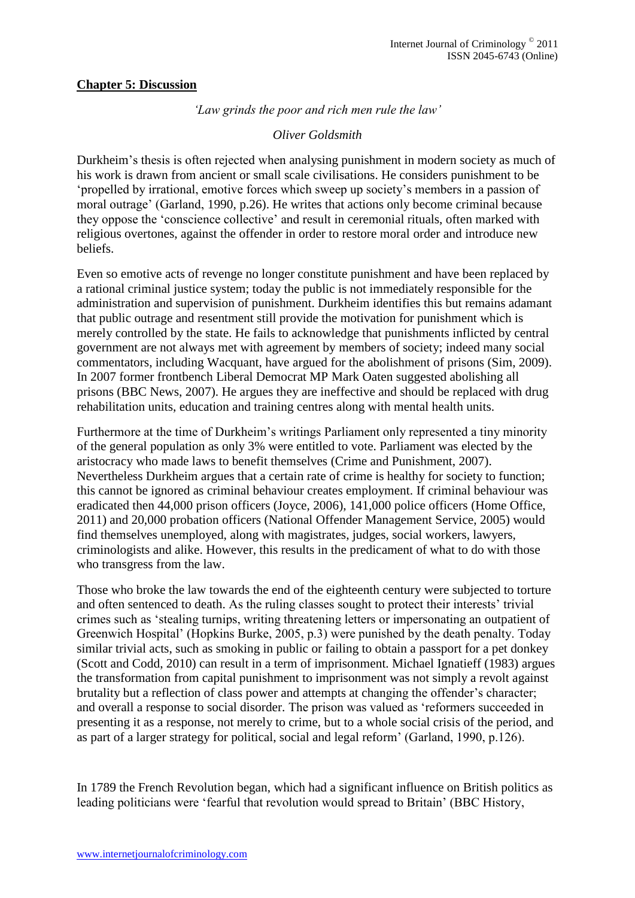## Chapter 5: Discussion

*'Law grinds the poor and rich men rule the law'*

*Oliver Goldsmith*

Durkheim's thesis is often rejected when analysing punishment in modern society as much of his work is drawn from ancient or small scale civilisations. He considers punishment to be 'propelled by irrational, emotive forces which sweep up society's members in a passion of moral outrage' (Garland, 1990, p.26). He writes that actions only become criminal because they oppose the 'conscience collective' and result in ceremonial rituals, often marked with religious overtones, against the offender in order to restore moral order and introduce new beliefs.

Even so emotive acts of revenge no longer constitute punishment and have been replaced by a rational criminal justice system; today the public is not immediately responsible for the administration and supervision of punishment. Durkheim identifies this but remains adamant that public outrage and resentment still provide the motivation for punishment which is merely controlled by the state. He fails to acknowledge that punishments inflicted by central government are not always met with agreement by members of society; indeed many social commentators, including Wacquant, have argued for the abolishment of prisons (Sim, 2009). In 2007 former frontbench Liberal Democrat MP Mark Oaten suggested abolishing all prisons (BBC News, 2007). He argues they are ineffective and should be replaced with drug rehabilitation units, education and training centres along with mental health units.

Furthermore at the time of Durkheim's writings Parliament only represented a tiny minority of the general population as only 3% were entitled to vote. Parliament was elected by the aristocracy who made laws to benefit themselves (Crime and Punishment, 2007). Nevertheless Durkheim argues that a certain rate of crime is healthy for society to function; this cannot be ignored as criminal behaviour creates employment. If criminal behaviour was eradicated then 44,000 prison officers (Joyce, 2006), 141,000 police officers (Home Office, 2011) and 20,000 probation officers (National Offender Management Service, 2005) would find themselves unemployed, along with magistrates, judges, social workers, lawyers, criminologists and alike. However, this results in the predicament of what to do with those who transgress from the law.

Those who broke the law towards the end of the eighteenth century were subjected to torture and often sentenced to death. As the ruling classes sought to protect their interests' trivial crimes such as 'stealing turnips, writing threatening letters or impersonating an outpatient of Greenwich Hospital' (Hopkins Burke, 2005, p.3) were punished by the death penalty. Today similar trivial acts, such as smoking in public or failing to obtain a passport for a pet donkey (Scott and Codd, 2010) can result in a term of imprisonment. Michael Ignatieff (1983) argues the transformation from capital punishment to imprisonment was not simply a revolt against brutality but a reflection of class power and attempts at changing the offender's character; and overall a response to social disorder. The prison was valued as 'reformers succeeded in presenting it as a response, not merely to crime, but to a whole social crisis of the period, and as part of a larger strategy for political, social and legal reform' (Garland, 1990, p.126).

In 1789 the French Revolution began, which had a significant influence on British politics as leading politicians were 'fearful that revolution would spread to Britain' (BBC History,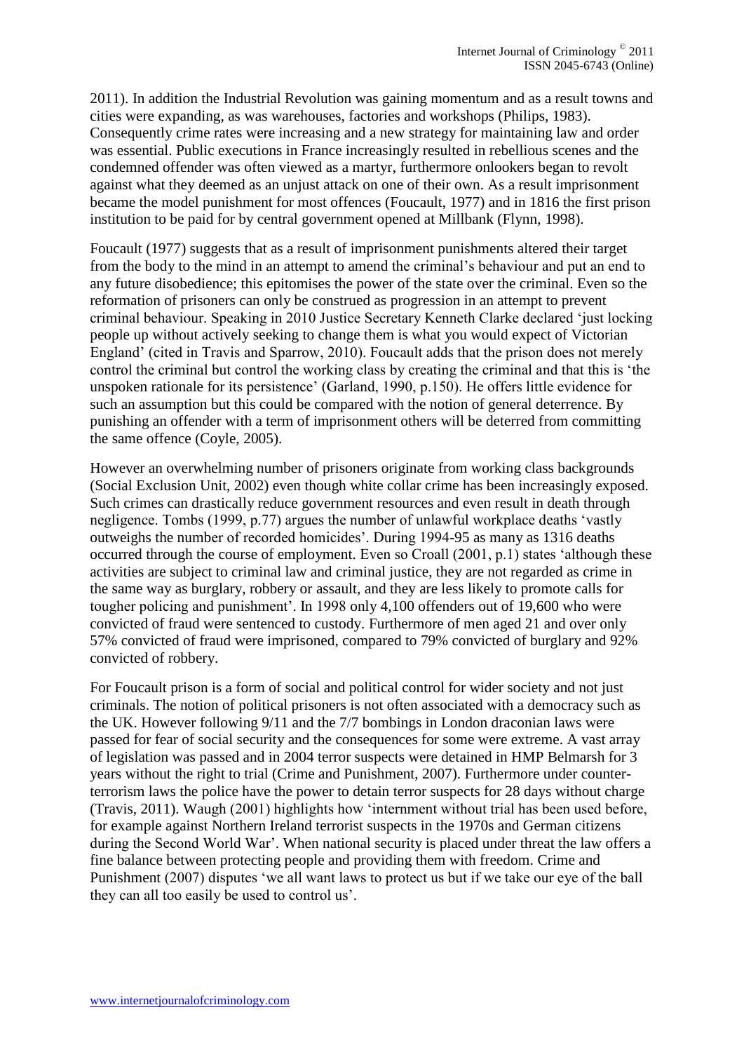2011). In addition the Industrial Revolution was gaining momentum and as a result towns and cities were expanding, as was warehouses, factories and workshops (Philips, 1983). Consequently crime rates were increasing and a new strategy for maintaining law and order was essential. Public executions in France increasingly resulted in rebellious scenes and the condemned offender was often viewed as a martyr, furthermore onlookers began to revolt against what they deemed as an unjust attack on one of their own. As a result imprisonment became the model punishment for most offences (Foucault, 1977) and in 1816 the first prison institution to be paid for by central government opened at Millbank (Flynn, 1998).

Foucault (1977) suggests that as a result of imprisonment punishments altered their target from the body to the mind in an attempt to amend the criminal's behaviour and put an end to any future disobedience; this epitomises the power of the state over the criminal. Even so the reformation of prisoners can only be construed as progression in an attempt to prevent criminal behaviour. Speaking in 2010 Justice Secretary Kenneth Clarke declared 'just locking people up without actively seeking to change them is what you would expect of Victorian England' (cited in Travis and Sparrow, 2010). Foucault adds that the prison does not merely control the criminal but control the working class by creating the criminal and that this is 'the unspoken rationale for its persistence' (Garland, 1990, p.150). He offers little evidence for such an assumption but this could be compared with the notion of general deterrence. By punishing an offender with a term of imprisonment others will be deterred from committing the same offence (Coyle, 2005).

However an overwhelming number of prisoners originate from working class backgrounds (Social Exclusion Unit, 2002) even though white collar crime has been increasingly exposed. Such crimes can drastically reduce government resources and even result in death through negligence. Tombs (1999, p.77) argues the number of unlawful workplace deaths 'vastly outweighs the number of recorded homicides'. During 1994-95 as many as 1316 deaths occurred through the course of employment. Even so Croall (2001, p.1) states 'although these activities are subject to criminal law and criminal justice, they are not regarded as crime in the same way as burglary, robbery or assault, and they are less likely to promote calls for tougher policing and punishment'. In 1998 only 4,100 offenders out of 19,600 who were convicted of fraud were sentenced to custody. Furthermore of men aged 21 and over only 57% convicted of fraud were imprisoned, compared to 79% convicted of burglary and 92% convicted of robbery.

For Foucault prison is a form of social and political control for wider society and not just criminals. The notion of political prisoners is not often associated with a democracy such as the UK. However following 9/11 and the 7/7 bombings in London draconian laws were passed for fear of social security and the consequences for some were extreme. A vast array of legislation was passed and in 2004 terror suspects were detained in HMP Belmarsh for 3 years without the right to trial (Crime and Punishment, 2007). Furthermore under counter-terrorism laws the police have the power to detain terror suspects for 28 days without charge (Travis, 2011). Waugh (2001) highlights how 'internment without trial has been used before, for example against Northern Ireland terrorist suspects in the 1970s and German citizens during the Second World War'. When national security is placed under threat the law offers a fine balance between protecting people and providing them with freedom. Crime and Punishment (2007) disputes 'we all want laws to protect us but if we take our eye of the ball they can all too easily be used to control us'.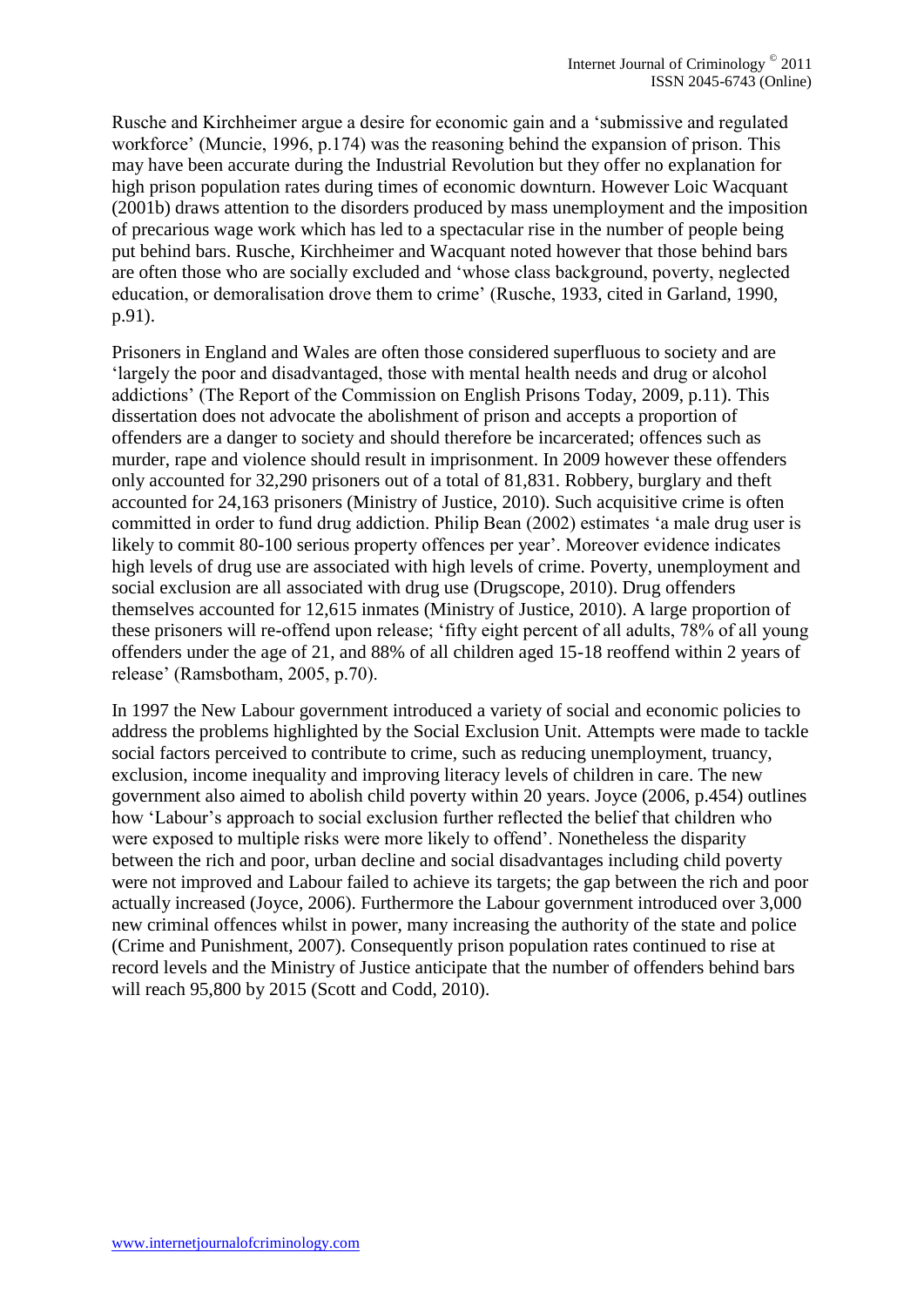Rusche and Kirchheimer argue a desire for economic gain and a 'submissive and regulated workforce' (Muncie, 1996, p.174) was the reasoning behind the expansion of prison. This may have been accurate during the Industrial Revolution but they offer no explanation for high prison population rates during times of economic downturn. However Loic Wacquant (2001b) draws attention to the disorders produced by mass unemployment and the imposition of precarious wage work which has led to a spectacular rise in the number of people being put behind bars. Rusche, Kirchheimer and Wacquant noted however that those behind bars are often those who are socially excluded and 'whose class background, poverty, neglected education, or demoralisation drove them to crime' (Rusche, 1933, cited in Garland, 1990, p.91).

Prisoners in England and Wales are often those considered superfluous to society and are 'largely the poor and disadvantaged, those with mental health needs and drug or alcohol addictions' (The Report of the Commission on English Prisons Today, 2009, p.11). This dissertation does not advocate the abolishment of prison and accepts a proportion of offenders are a danger to society and should therefore be incarcerated; offences such as murder, rape and violence should result in imprisonment. In 2009 however these offenders only accounted for 32,290 prisoners out of a total of 81,831. Robbery, burglary and theft accounted for 24,163 prisoners (Ministry of Justice, 2010). Such acquisitive crime is often committed in order to fund drug addiction. Philip Bean (2002) estimates 'a male drug user is likely to commit 80-100 serious property offences per year'. Moreover evidence indicates high levels of drug use are associated with high levels of crime. Poverty, unemployment and social exclusion are all associated with drug use (Drugscope, 2010). Drug offenders themselves accounted for 12,615 inmates (Ministry of Justice, 2010). A large proportion of these prisoners will re-offend upon release; 'fifty eight percent of all adults, 78% of all young offenders under the age of 21, and 88% of all children aged 15-18 reoffend within 2 years of release' (Ramsbotham, 2005, p.70).

In 1997 the New Labour government introduced a variety of social and economic policies to address the problems highlighted by the Social Exclusion Unit. Attempts were made to tackle social factors perceived to contribute to crime, such as reducing unemployment, truancy, exclusion, income inequality and improving literacy levels of children in care. The new government also aimed to abolish child poverty within 20 years. Joyce (2006, p.454) outlines how 'Labour's approach to social exclusion further reflected the belief that children who were exposed to multiple risks were more likely to offend'. Nonetheless the disparity between the rich and poor, urban decline and social disadvantages including child poverty were not improved and Labour failed to achieve its targets; the gap between the rich and poor actually increased (Joyce, 2006). Furthermore the Labour government introduced over 3,000 new criminal offences whilst in power, many increasing the authority of the state and police (Crime and Punishment, 2007). Consequently prison population rates continued to rise at record levels and the Ministry of Justice anticipate that the number of offenders behind bars will reach 95,800 by 2015 (Scott and Codd, 2010).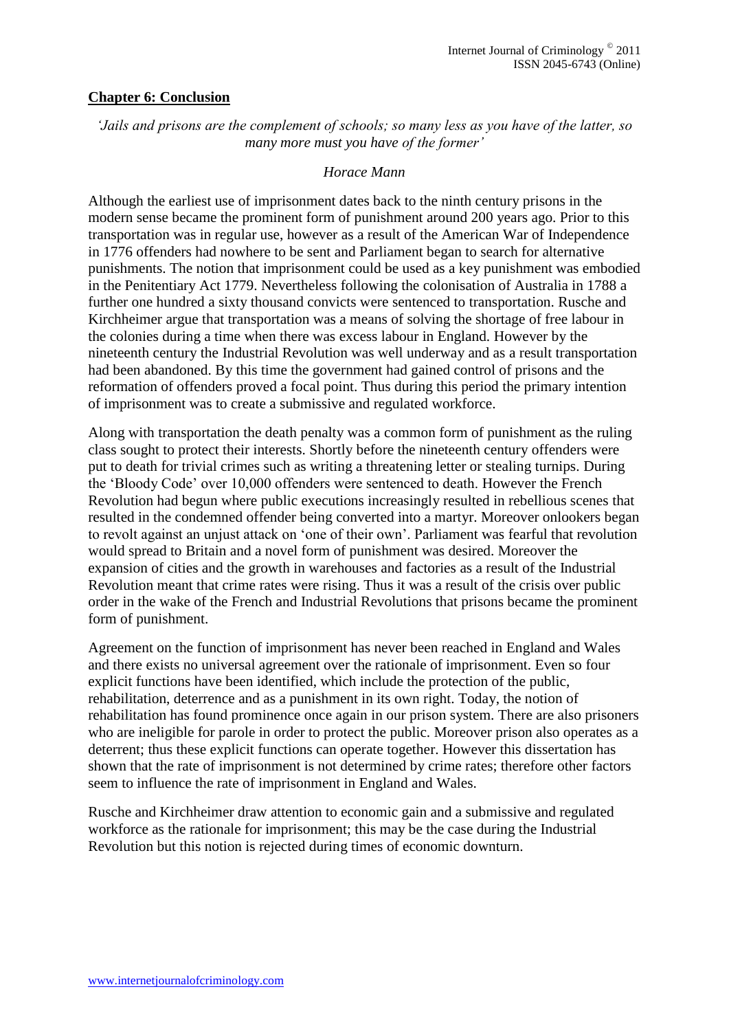## Chapter 6: Conclusion

*'Jails and prisons are the complement of schools; so many less as you have of the latter, so many more must you have of the former'*

*Horace Mann*

Although the earliest use of imprisonment dates back to the ninth century prisons in the modern sense became the prominent form of punishment around 200 years ago. Prior to this transportation was in regular use, however as a result of the American War of Independence in 1776 offenders had nowhere to be sent and Parliament began to search for alternative punishments. The notion that imprisonment could be used as a key punishment was embodied in the Penitentiary Act 1779. Nevertheless following the colonisation of Australia in 1788 a further one hundred a sixty thousand convicts were sentenced to transportation. Rusche and Kirchheimer argue that transportation was a means of solving the shortage of free labour in the colonies during a time when there was excess labour in England. However by the nineteenth century the Industrial Revolution was well underway and as a result transportation had been abandoned. By this time the government had gained control of prisons and the reformation of offenders proved a focal point. Thus during this period the primary intention of imprisonment was to create a submissive and regulated workforce.

Along with transportation the death penalty was a common form of punishment as the ruling class sought to protect their interests. Shortly before the nineteenth century offenders were put to death for trivial crimes such as writing a threatening letter or stealing turnips. During the 'Bloody Code' over 10,000 offenders were sentenced to death. However the French Revolution had begun where public executions increasingly resulted in rebellious scenes that resulted in the condemned offender being converted into a martyr. Moreover onlookers began to revolt against an unjust attack on 'one of their own'. Parliament was fearful that revolution would spread to Britain and a novel form of punishment was desired. Moreover the expansion of cities and the growth in warehouses and factories as a result of the Industrial Revolution meant that crime rates were rising. Thus it was a result of the crisis over public order in the wake of the French and Industrial Revolutions that prisons became the prominent form of punishment.

Agreement on the function of imprisonment has never been reached in England and Wales and there exists no universal agreement over the rationale of imprisonment. Even so four explicit functions have been identified, which include the protection of the public, rehabilitation, deterrence and as a punishment in its own right. Today, the notion of rehabilitation has found prominence once again in our prison system. There are also prisoners who are ineligible for parole in order to protect the public. Moreover prison also operates as a deterrent; thus these explicit functions can operate together. However this dissertation has shown that the rate of imprisonment is not determined by crime rates; therefore other factors seem to influence the rate of imprisonment in England and Wales.

Rusche and Kirchheimer draw attention to economic gain and a submissive and regulated workforce as the rationale for imprisonment; this may be the case during the Industrial Revolution but this notion is rejected during times of economic downturn.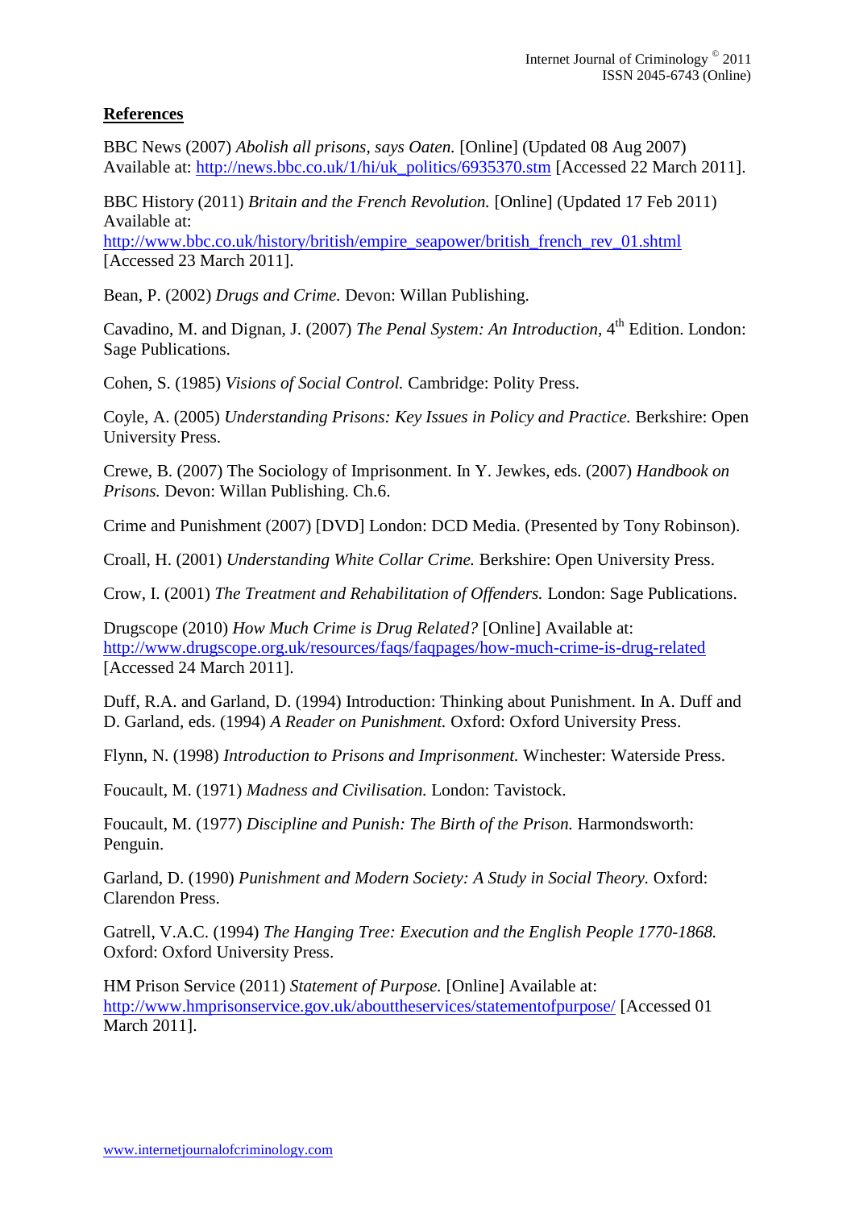## References

BBC News (2007) *Abolish all prisons, says Oaten.* [Online] (Updated 08 Aug 2007) Available at: http://news.bbc.co.uk/1/hi/uk_politics/6935370.stm [Accessed 22 March 2011].

BBC History (2011) *Britain and the French Revolution.* [Online] (Updated 17 Feb 2011) Available at: http://www.bbc.co.uk/history/british/empire_seapower/british_french_rev_01.shtml [Accessed 23 March 2011].

Bean, P. (2002) *Drugs and Crime.* Devon: Willan Publishing.

Cavadino, M. and Dignan, J. (2007) *The Penal System: An Introduction*, 4th Edition. London: Sage Publications.

Cohen, S. (1985) *Visions of Social Control.* Cambridge: Polity Press.

Coyle, A. (2005) *Understanding Prisons: Key Issues in Policy and Practice.* Berkshire: Open University Press.

Crewe, B. (2007) The Sociology of Imprisonment. In Y. Jewkes, eds. (2007) *Handbook on Prisons.* Devon: Willan Publishing. Ch.6.

Crime and Punishment (2007) [DVD] London: DCD Media. (Presented by Tony Robinson).

Croall, H. (2001) *Understanding White Collar Crime.* Berkshire: Open University Press.

Crow, I. (2001) *The Treatment and Rehabilitation of Offenders.* London: Sage Publications.

Drugscope (2010) *How Much Crime is Drug Related?* [Online] Available at: http://www.drugscope.org.uk/resources/faqs/faqpages/how-much-crime-is-drug-related [Accessed 24 March 2011].

Duff, R.A. and Garland, D. (1994) Introduction: Thinking about Punishment. In A. Duff and D. Garland, eds. (1994) *A Reader on Punishment.* Oxford: Oxford University Press.

Flynn, N. (1998) *Introduction to Prisons and Imprisonment.* Winchester: Waterside Press.

Foucault, M. (1971) *Madness and Civilisation.* London: Tavistock.

Foucault, M. (1977) *Discipline and Punish: The Birth of the Prison.* Harmondsworth: Penguin.

Garland, D. (1990) *Punishment and Modern Society: A Study in Social Theory.* Oxford: Clarendon Press.

Gatrell, V.A.C. (1994) *The Hanging Tree: Execution and the English People 1770-1868.* Oxford: Oxford University Press.

HM Prison Service (2011) *Statement of Purpose.* [Online] Available at: http://www.hmprisonservice.gov.uk/abouttheservices/statementofpurpose/ [Accessed 01 March 2011].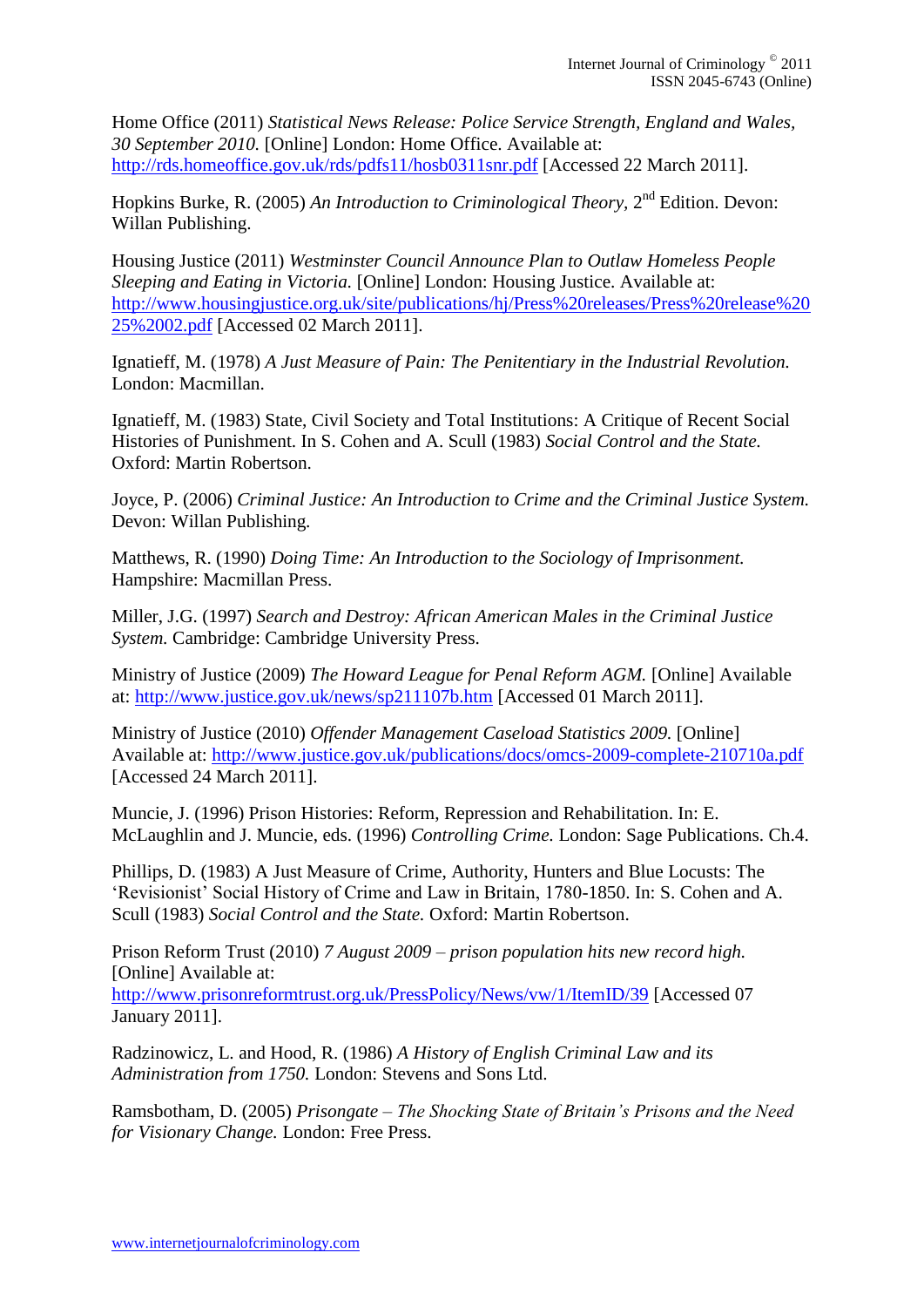Home Office (2011) *Statistical News Release: Police Service Strength, England and Wales, 30 September 2010.* [Online] London: Home Office. Available at: http://rds.homeoffice.gov.uk/rds/pdfs11/hosb0311snr.pdf [Accessed 22 March 2011].

Hopkins Burke, R. (2005) *An Introduction to Criminological Theory,* 2nd Edition. Devon: Willan Publishing.

Housing Justice (2011) *Westminster Council Announce Plan to Outlaw Homeless People Sleeping and Eating in Victoria.* [Online] London: Housing Justice. Available at: http://www.housingjustice.org.uk/site/publications/hj/Press%20releases/Press%20release%2025%2002.pdf [Accessed 02 March 2011].

Ignatieff, M. (1978) *A Just Measure of Pain: The Penitentiary in the Industrial Revolution.* London: Macmillan.

Ignatieff, M. (1983) State, Civil Society and Total Institutions: A Critique of Recent Social Histories of Punishment. In S. Cohen and A. Scull (1983) *Social Control and the State.* Oxford: Martin Robertson.

Joyce, P. (2006) *Criminal Justice: An Introduction to Crime and the Criminal Justice System.* Devon: Willan Publishing.

Matthews, R. (1990) *Doing Time: An Introduction to the Sociology of Imprisonment.* Hampshire: Macmillan Press.

Miller, J.G. (1997) *Search and Destroy: African American Males in the Criminal Justice System.* Cambridge: Cambridge University Press.

Ministry of Justice (2009) *The Howard League for Penal Reform AGM.* [Online] Available at: http://www.justice.gov.uk/news/sp211107b.htm [Accessed 01 March 2011].

Ministry of Justice (2010) *Offender Management Caseload Statistics 2009.* [Online] Available at: http://www.justice.gov.uk/publications/docs/omcs-2009-complete-210710a.pdf [Accessed 24 March 2011].

Muncie, J. (1996) Prison Histories: Reform, Repression and Rehabilitation. In: E. McLaughlin and J. Muncie, eds. (1996) *Controlling Crime.* London: Sage Publications. Ch.4.

Phillips, D. (1983) A Just Measure of Crime, Authority, Hunters and Blue Locusts: The 'Revisionist' Social History of Crime and Law in Britain, 1780-1850. In: S. Cohen and A. Scull (1983) *Social Control and the State.* Oxford: Martin Robertson.

Prison Reform Trust (2010) *7 August 2009 – prison population hits new record high.* [Online] Available at: http://www.prisonreformtrust.org.uk/PressPolicy/News/vw/1/ItemID/39 [Accessed 07 January 2011].

Radzinowicz, L. and Hood, R. (1986) *A History of English Criminal Law and its Administration from 1750.* London: Stevens and Sons Ltd.

Ramsbotham, D. (2005) *Prisongate – The Shocking State of Britain's Prisons and the Need for Visionary Change.* London: Free Press.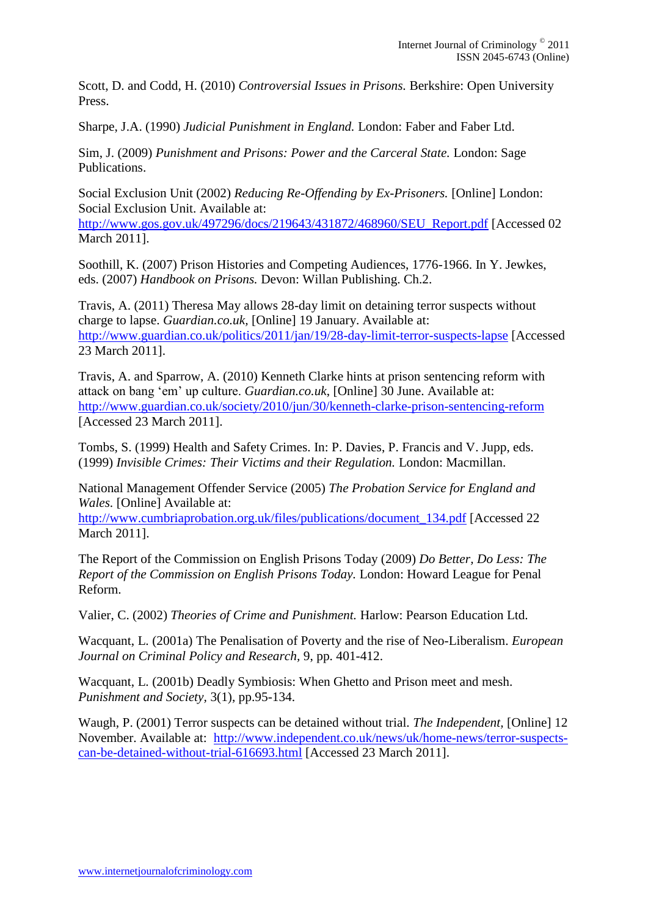Scott, D. and Codd, H. (2010) *Controversial Issues in Prisons.* Berkshire: Open University Press.

Sharpe, J.A. (1990) *Judicial Punishment in England.* London: Faber and Faber Ltd.

Sim, J. (2009) *Punishment and Prisons: Power and the Carceral State.* London: Sage Publications.

Social Exclusion Unit (2002) *Reducing Re-Offending by Ex-Prisoners.* [Online] London: Social Exclusion Unit. Available at: http://www.gos.gov.uk/497296/docs/219643/431872/468960/SEU_Report.pdf [Accessed 02 March 2011].

Soothill, K. (2007) Prison Histories and Competing Audiences, 1776-1966. In Y. Jewkes, eds. (2007) *Handbook on Prisons.* Devon: Willan Publishing. Ch.2.

Travis, A. (2011) Theresa May allows 28-day limit on detaining terror suspects without charge to lapse. *Guardian.co.uk*, [Online] 19 January. Available at: http://www.guardian.co.uk/politics/2011/jan/19/28-day-limit-terror-suspects-lapse [Accessed 23 March 2011].

Travis, A. and Sparrow, A. (2010) Kenneth Clarke hints at prison sentencing reform with attack on bang 'em' up culture. *Guardian.co.uk*, [Online] 30 June. Available at: http://www.guardian.co.uk/society/2010/jun/30/kenneth-clarke-prison-sentencing-reform [Accessed 23 March 2011].

Tombs, S. (1999) Health and Safety Crimes. In: P. Davies, P. Francis and V. Jupp, eds. (1999) *Invisible Crimes: Their Victims and their Regulation.* London: Macmillan.

National Management Offender Service (2005) *The Probation Service for England and Wales.* [Online] Available at: http://www.cumbriaprobation.org.uk/files/publications/document_134.pdf [Accessed 22 March 2011].

The Report of the Commission on English Prisons Today (2009) *Do Better, Do Less: The Report of the Commission on English Prisons Today.* London: Howard League for Penal Reform.

Valier, C. (2002) *Theories of Crime and Punishment.* Harlow: Pearson Education Ltd.

Wacquant, L. (2001a) The Penalisation of Poverty and the rise of Neo-Liberalism. *European Journal on Criminal Policy and Research*, 9, pp. 401-412.

Wacquant, L. (2001b) Deadly Symbiosis: When Ghetto and Prison meet and mesh. *Punishment and Society*, 3(1), pp.95-134.

Waugh, P. (2001) Terror suspects can be detained without trial. *The Independent*, [Online] 12 November. Available at: http://www.independent.co.uk/news/uk/home-news/terror-suspects-can-be-detained-without-trial-616693.html [Accessed 23 March 2011].